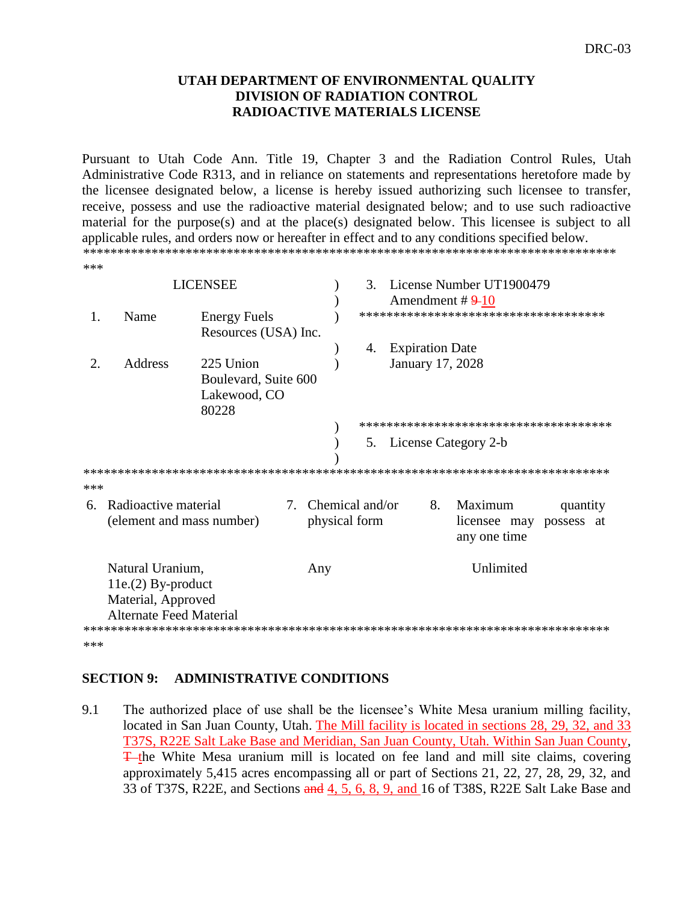DRC-03

**UTAH DEPARTMENT OF ENVIRONMENTAL QUALITY**
**DIVISION OF RADIATION CONTROL**
**RADIOACTIVE MATERIALS LICENSE**

Pursuant to Utah Code Ann. Title 19, Chapter 3 and the Radiation Control Rules, Utah Administrative Code R313, and in reliance on statements and representations heretofore made by the licensee designated below, a license is hereby issued authorizing such licensee to transfer, receive, possess and use the radioactive material designated below; and to use such radioactive material for the purpose(s) and at the place(s) designated below. This licensee is subject to all applicable rules, and orders now or hereafter in effect and to any conditions specified below.

***

| LICENSEE | | | |
|---|---|---|---|
| 1. | Name | Energy Fuels Resources (USA) Inc. | 3. License Number UT1900479<br>Amendment # ~~9~~ 10 |
| 2. | Address | 225 Union Boulevard, Suite 600<br>Lakewood, CO 80228 | 4. Expiration Date<br>January 17, 2028 |
| | | | 5. License Category 2-b |

***

| 6. Radioactive material (element and mass number) | 7. Chemical and/or physical form | 8. Maximum quantity licensee may possess at any one time |
|---|---|---|
| Natural Uranium, 11e.(2) By-product Material, Approved Alternate Feed Material | Any | Unlimited |

***

**SECTION 9: ADMINISTRATIVE CONDITIONS**

9.1 The authorized place of use shall be the licensee's White Mesa uranium milling facility, located in San Juan County, Utah. The Mill facility is located in sections 28, 29, 32, and 33 T37S, R22E Salt Lake Base and Meridian, San Juan County, Utah. Within San Juan County, ~~T~~ the White Mesa uranium mill is located on fee land and mill site claims, covering approximately 5,415 acres encompassing all or part of Sections 21, 22, 27, 28, 29, 32, and 33 of T37S, R22E, and Sections ~~and~~ 4, 5, 6, 8, 9, and 16 of T38S, R22E Salt Lake Base and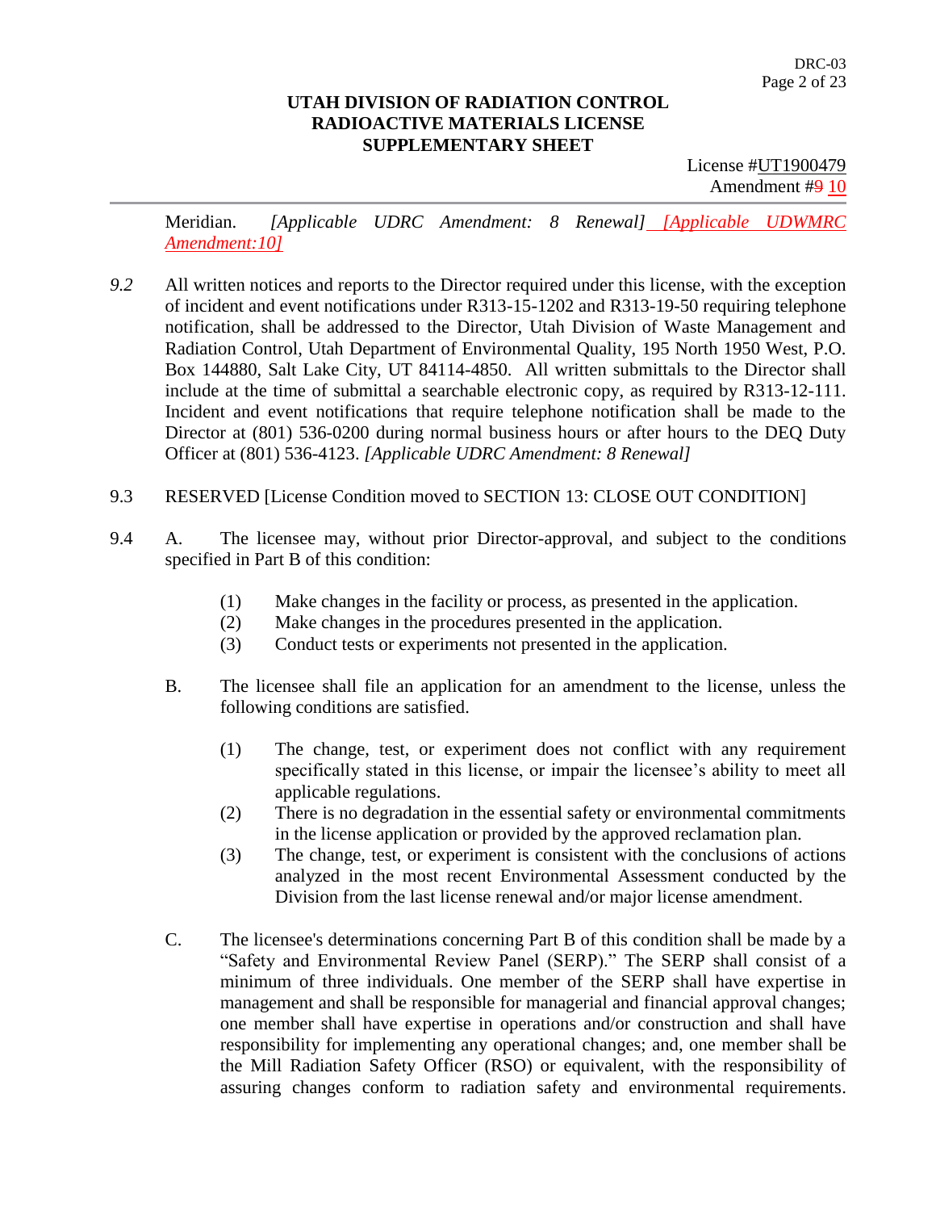Meridian. *[Applicable UDRC Amendment: 8 Renewal]* *[Applicable UDWMRC Amendment:10]*

*9.2* All written notices and reports to the Director required under this license, with the exception of incident and event notifications under R313-15-1202 and R313-19-50 requiring telephone notification, shall be addressed to the Director, Utah Division of Waste Management and Radiation Control, Utah Department of Environmental Quality, 195 North 1950 West, P.O. Box 144880, Salt Lake City, UT 84114-4850. All written submittals to the Director shall include at the time of submittal a searchable electronic copy, as required by R313-12-111. Incident and event notifications that require telephone notification shall be made to the Director at (801) 536-0200 during normal business hours or after hours to the DEQ Duty Officer at (801) 536-4123. *[Applicable UDRC Amendment: 8 Renewal]*

9.3 RESERVED [License Condition moved to SECTION 13: CLOSE OUT CONDITION]

9.4 A. The licensee may, without prior Director-approval, and subject to the conditions specified in Part B of this condition:

(1) Make changes in the facility or process, as presented in the application.
(2) Make changes in the procedures presented in the application.
(3) Conduct tests or experiments not presented in the application.

B. The licensee shall file an application for an amendment to the license, unless the following conditions are satisfied.

(1) The change, test, or experiment does not conflict with any requirement specifically stated in this license, or impair the licensee's ability to meet all applicable regulations.
(2) There is no degradation in the essential safety or environmental commitments in the license application or provided by the approved reclamation plan.
(3) The change, test, or experiment is consistent with the conclusions of actions analyzed in the most recent Environmental Assessment conducted by the Division from the last license renewal and/or major license amendment.

C. The licensee's determinations concerning Part B of this condition shall be made by a "Safety and Environmental Review Panel (SERP)." The SERP shall consist of a minimum of three individuals. One member of the SERP shall have expertise in management and shall be responsible for managerial and financial approval changes; one member shall have expertise in operations and/or construction and shall have responsibility for implementing any operational changes; and, one member shall be the Mill Radiation Safety Officer (RSO) or equivalent, with the responsibility of assuring changes conform to radiation safety and environmental requirements.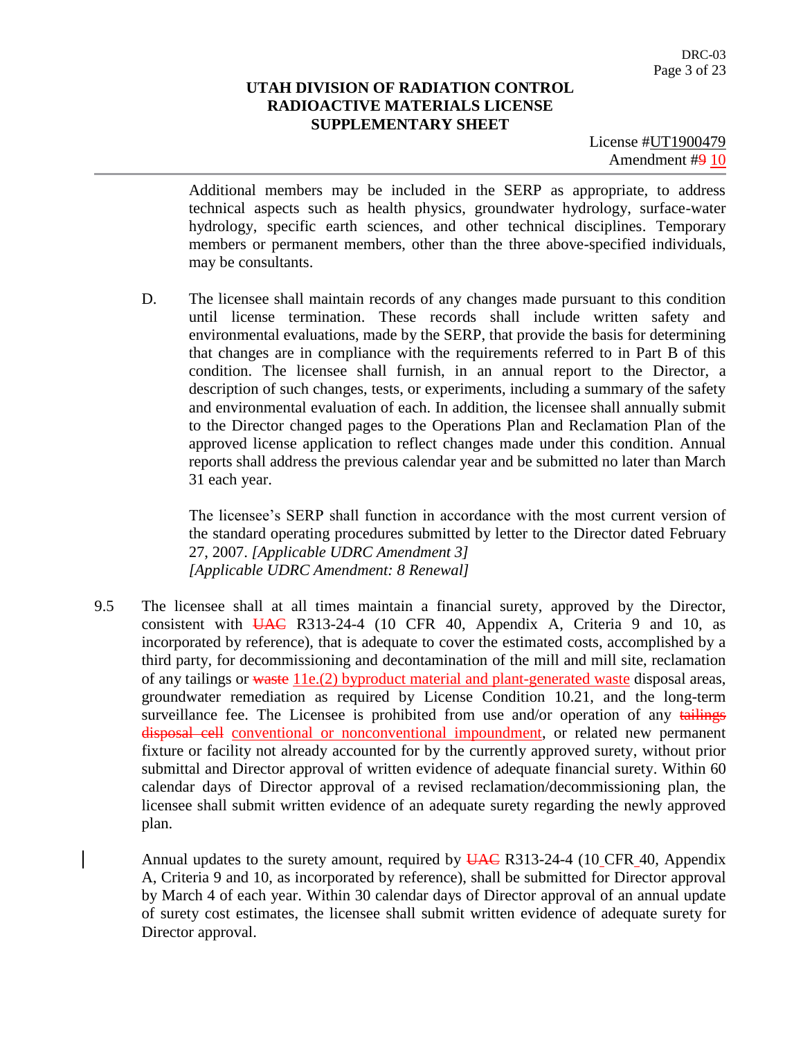**UTAH DIVISION OF RADIATION CONTROL**
**RADIOACTIVE MATERIALS LICENSE**
**SUPPLEMENTARY SHEET**

License #UT1900479
Amendment #~~9~~ 10

Additional members may be included in the SERP as appropriate, to address technical aspects such as health physics, groundwater hydrology, surface-water hydrology, specific earth sciences, and other technical disciplines. Temporary members or permanent members, other than the three above-specified individuals, may be consultants.

D. The licensee shall maintain records of any changes made pursuant to this condition until license termination. These records shall include written safety and environmental evaluations, made by the SERP, that provide the basis for determining that changes are in compliance with the requirements referred to in Part B of this condition. The licensee shall furnish, in an annual report to the Director, a description of such changes, tests, or experiments, including a summary of the safety and environmental evaluation of each. In addition, the licensee shall annually submit to the Director changed pages to the Operations Plan and Reclamation Plan of the approved license application to reflect changes made under this condition. Annual reports shall address the previous calendar year and be submitted no later than March 31 each year.

The licensee's SERP shall function in accordance with the most current version of the standard operating procedures submitted by letter to the Director dated February 27, 2007. *[Applicable UDRC Amendment 3]*
*[Applicable UDRC Amendment: 8 Renewal]*

9.5 The licensee shall at all times maintain a financial surety, approved by the Director, consistent with ~~UAC~~ R313-24-4 (10 CFR 40, Appendix A, Criteria 9 and 10, as incorporated by reference), that is adequate to cover the estimated costs, accomplished by a third party, for decommissioning and decontamination of the mill and mill site, reclamation of any tailings or ~~waste~~ 11e.(2) byproduct material and plant-generated waste disposal areas, groundwater remediation as required by License Condition 10.21, and the long-term surveillance fee. The Licensee is prohibited from use and/or operation of any ~~tailings disposal cell~~ conventional or nonconventional impoundment, or related new permanent fixture or facility not already accounted for by the currently approved surety, without prior submittal and Director approval of written evidence of adequate financial surety. Within 60 calendar days of Director approval of a revised reclamation/decommissioning plan, the licensee shall submit written evidence of an adequate surety regarding the newly approved plan.

Annual updates to the surety amount, required by ~~UAC~~ R313-24-4 (10 CFR 40, Appendix A, Criteria 9 and 10, as incorporated by reference), shall be submitted for Director approval by March 4 of each year. Within 30 calendar days of Director approval of an annual update of surety cost estimates, the licensee shall submit written evidence of adequate surety for Director approval.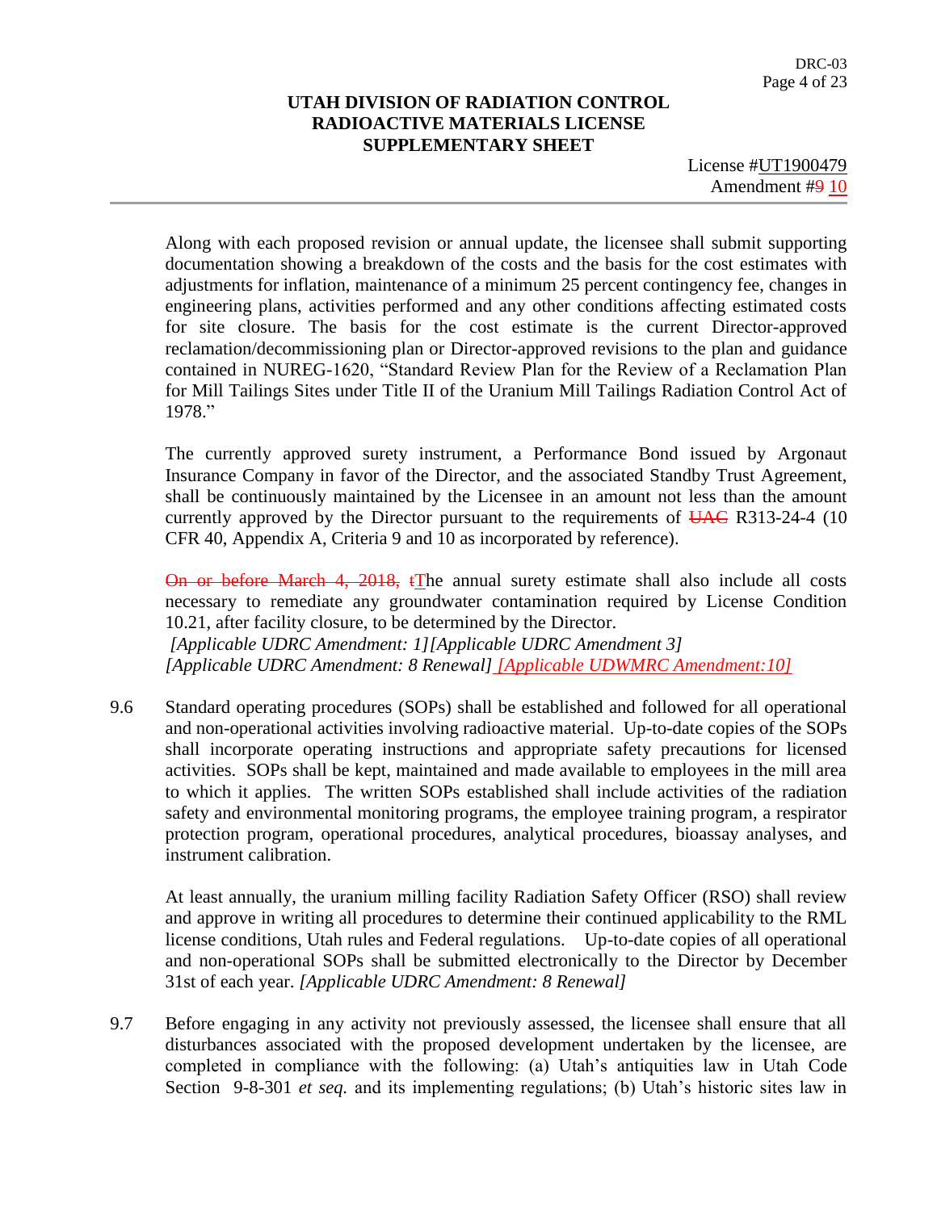**UTAH DIVISION OF RADIATION CONTROL**
**RADIOACTIVE MATERIALS LICENSE**
**SUPPLEMENTARY SHEET**

License #UT1900479
Amendment #~~9~~ 10

Along with each proposed revision or annual update, the licensee shall submit supporting documentation showing a breakdown of the costs and the basis for the cost estimates with adjustments for inflation, maintenance of a minimum 25 percent contingency fee, changes in engineering plans, activities performed and any other conditions affecting estimated costs for site closure. The basis for the cost estimate is the current Director-approved reclamation/decommissioning plan or Director-approved revisions to the plan and guidance contained in NUREG-1620, "Standard Review Plan for the Review of a Reclamation Plan for Mill Tailings Sites under Title II of the Uranium Mill Tailings Radiation Control Act of 1978."

The currently approved surety instrument, a Performance Bond issued by Argonaut Insurance Company in favor of the Director, and the associated Standby Trust Agreement, shall be continuously maintained by the Licensee in an amount not less than the amount currently approved by the Director pursuant to the requirements of ~~UAC~~ R313-24-4 (10 CFR 40, Appendix A, Criteria 9 and 10 as incorporated by reference).

~~On or before March 4, 2018, t~~The annual surety estimate shall also include all costs necessary to remediate any groundwater contamination required by License Condition 10.21, after facility closure, to be determined by the Director.
*[Applicable UDRC Amendment: 1][Applicable UDRC Amendment 3]*
*[Applicable UDRC Amendment: 8 Renewal]* *[Applicable UDWMRC Amendment:10]*

9.6 Standard operating procedures (SOPs) shall be established and followed for all operational and non-operational activities involving radioactive material. Up-to-date copies of the SOPs shall incorporate operating instructions and appropriate safety precautions for licensed activities. SOPs shall be kept, maintained and made available to employees in the mill area to which it applies. The written SOPs established shall include activities of the radiation safety and environmental monitoring programs, the employee training program, a respirator protection program, operational procedures, analytical procedures, bioassay analyses, and instrument calibration.

At least annually, the uranium milling facility Radiation Safety Officer (RSO) shall review and approve in writing all procedures to determine their continued applicability to the RML license conditions, Utah rules and Federal regulations. Up-to-date copies of all operational and non-operational SOPs shall be submitted electronically to the Director by December 31st of each year. *[Applicable UDRC Amendment: 8 Renewal]*

9.7 Before engaging in any activity not previously assessed, the licensee shall ensure that all disturbances associated with the proposed development undertaken by the licensee, are completed in compliance with the following: (a) Utah's antiquities law in Utah Code Section 9-8-301 *et seq.* and its implementing regulations; (b) Utah's historic sites law in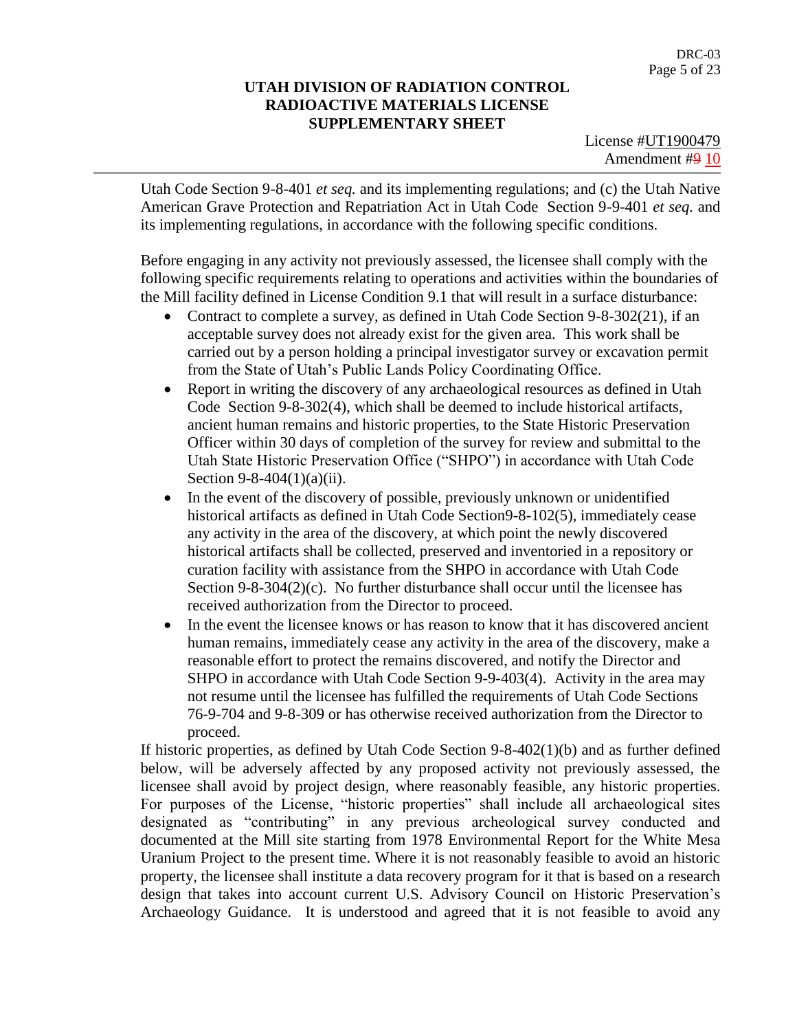Utah Code Section 9-8-401 *et seq.* and its implementing regulations; and (c) the Utah Native American Grave Protection and Repatriation Act in Utah Code Section 9-9-401 *et seq.* and its implementing regulations, in accordance with the following specific conditions.

Before engaging in any activity not previously assessed, the licensee shall comply with the following specific requirements relating to operations and activities within the boundaries of the Mill facility defined in License Condition 9.1 that will result in a surface disturbance:

- Contract to complete a survey, as defined in Utah Code Section 9-8-302(21), if an acceptable survey does not already exist for the given area. This work shall be carried out by a person holding a principal investigator survey or excavation permit from the State of Utah's Public Lands Policy Coordinating Office.
- Report in writing the discovery of any archaeological resources as defined in Utah Code Section 9-8-302(4), which shall be deemed to include historical artifacts, ancient human remains and historic properties, to the State Historic Preservation Officer within 30 days of completion of the survey for review and submittal to the Utah State Historic Preservation Office ("SHPO") in accordance with Utah Code Section 9-8-404(1)(a)(ii).
- In the event of the discovery of possible, previously unknown or unidentified historical artifacts as defined in Utah Code Section9-8-102(5), immediately cease any activity in the area of the discovery, at which point the newly discovered historical artifacts shall be collected, preserved and inventoried in a repository or curation facility with assistance from the SHPO in accordance with Utah Code Section 9-8-304(2)(c). No further disturbance shall occur until the licensee has received authorization from the Director to proceed.
- In the event the licensee knows or has reason to know that it has discovered ancient human remains, immediately cease any activity in the area of the discovery, make a reasonable effort to protect the remains discovered, and notify the Director and SHPO in accordance with Utah Code Section 9-9-403(4). Activity in the area may not resume until the licensee has fulfilled the requirements of Utah Code Sections 76-9-704 and 9-8-309 or has otherwise received authorization from the Director to proceed.

If historic properties, as defined by Utah Code Section 9-8-402(1)(b) and as further defined below, will be adversely affected by any proposed activity not previously assessed, the licensee shall avoid by project design, where reasonably feasible, any historic properties. For purposes of the License, "historic properties" shall include all archaeological sites designated as "contributing" in any previous archeological survey conducted and documented at the Mill site starting from 1978 Environmental Report for the White Mesa Uranium Project to the present time. Where it is not reasonably feasible to avoid an historic property, the licensee shall institute a data recovery program for it that is based on a research design that takes into account current U.S. Advisory Council on Historic Preservation's Archaeology Guidance. It is understood and agreed that it is not feasible to avoid any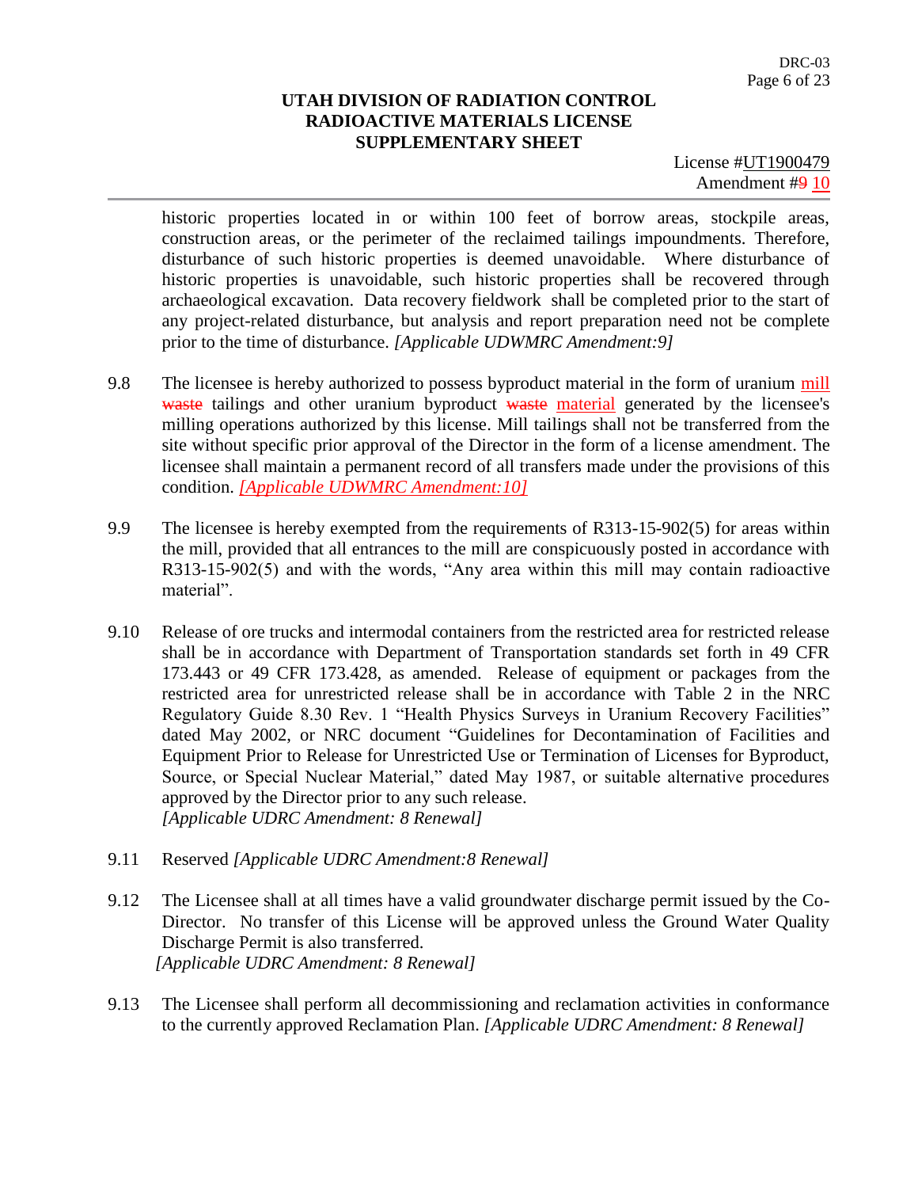historic properties located in or within 100 feet of borrow areas, stockpile areas, construction areas, or the perimeter of the reclaimed tailings impoundments. Therefore, disturbance of such historic properties is deemed unavoidable. Where disturbance of historic properties is unavoidable, such historic properties shall be recovered through archaeological excavation. Data recovery fieldwork shall be completed prior to the start of any project-related disturbance, but analysis and report preparation need not be complete prior to the time of disturbance. *[Applicable UDWMRC Amendment:9]*

9.8 The licensee is hereby authorized to possess byproduct material in the form of uranium mill ~~waste~~ tailings and other uranium byproduct ~~waste~~ material generated by the licensee's milling operations authorized by this license. Mill tailings shall not be transferred from the site without specific prior approval of the Director in the form of a license amendment. The licensee shall maintain a permanent record of all transfers made under the provisions of this condition. *[Applicable UDWMRC Amendment:10]*

9.9 The licensee is hereby exempted from the requirements of R313-15-902(5) for areas within the mill, provided that all entrances to the mill are conspicuously posted in accordance with R313-15-902(5) and with the words, "Any area within this mill may contain radioactive material".

9.10 Release of ore trucks and intermodal containers from the restricted area for restricted release shall be in accordance with Department of Transportation standards set forth in 49 CFR 173.443 or 49 CFR 173.428, as amended. Release of equipment or packages from the restricted area for unrestricted release shall be in accordance with Table 2 in the NRC Regulatory Guide 8.30 Rev. 1 "Health Physics Surveys in Uranium Recovery Facilities" dated May 2002, or NRC document "Guidelines for Decontamination of Facilities and Equipment Prior to Release for Unrestricted Use or Termination of Licenses for Byproduct, Source, or Special Nuclear Material," dated May 1987, or suitable alternative procedures approved by the Director prior to any such release.
*[Applicable UDRC Amendment: 8 Renewal]*

9.11 Reserved *[Applicable UDRC Amendment:8 Renewal]*

9.12 The Licensee shall at all times have a valid groundwater discharge permit issued by the Co-Director. No transfer of this License will be approved unless the Ground Water Quality Discharge Permit is also transferred.
*[Applicable UDRC Amendment: 8 Renewal]*

9.13 The Licensee shall perform all decommissioning and reclamation activities in conformance to the currently approved Reclamation Plan. *[Applicable UDRC Amendment: 8 Renewal]*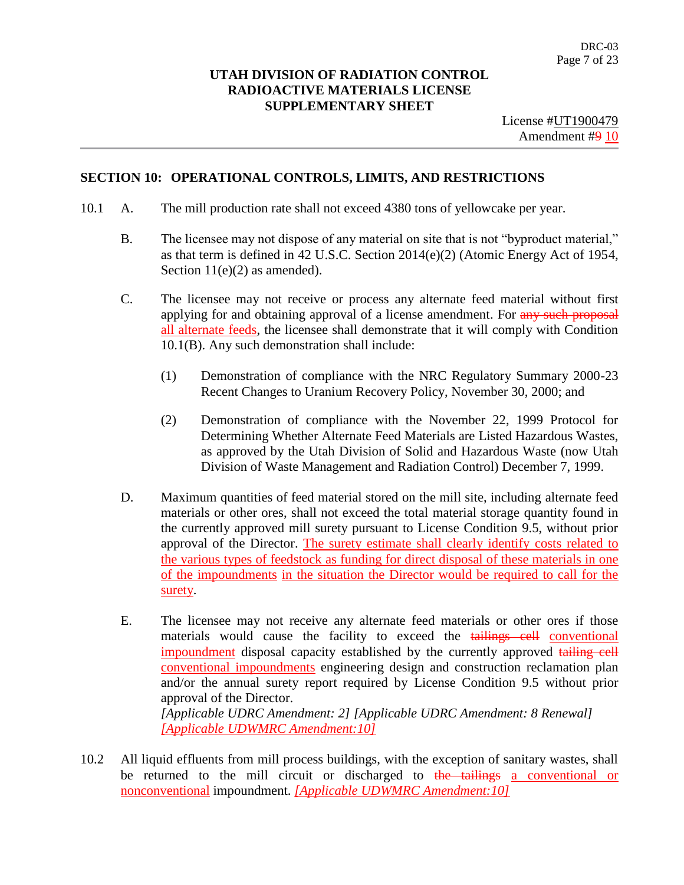## SECTION 10: OPERATIONAL CONTROLS, LIMITS, AND RESTRICTIONS

10.1 A. The mill production rate shall not exceed 4380 tons of yellowcake per year.

B. The licensee may not dispose of any material on site that is not "byproduct material," as that term is defined in 42 U.S.C. Section 2014(e)(2) (Atomic Energy Act of 1954, Section 11(e)(2) as amended).

C. The licensee may not receive or process any alternate feed material without first applying for and obtaining approval of a license amendment. For ~~any such proposal~~ all alternate feeds, the licensee shall demonstrate that it will comply with Condition 10.1(B). Any such demonstration shall include:

(1) Demonstration of compliance with the NRC Regulatory Summary 2000-23 Recent Changes to Uranium Recovery Policy, November 30, 2000; and

(2) Demonstration of compliance with the November 22, 1999 Protocol for Determining Whether Alternate Feed Materials are Listed Hazardous Wastes, as approved by the Utah Division of Solid and Hazardous Waste (now Utah Division of Waste Management and Radiation Control) December 7, 1999.

D. Maximum quantities of feed material stored on the mill site, including alternate feed materials or other ores, shall not exceed the total material storage quantity found in the currently approved mill surety pursuant to License Condition 9.5, without prior approval of the Director. The surety estimate shall clearly identify costs related to the various types of feedstock as funding for direct disposal of these materials in one of the impoundments in the situation the Director would be required to call for the surety.

E. The licensee may not receive any alternate feed materials or other ores if those materials would cause the facility to exceed the ~~tailings cell~~ conventional impoundment disposal capacity established by the currently approved ~~tailing cell~~ conventional impoundments engineering design and construction reclamation plan and/or the annual surety report required by License Condition 9.5 without prior approval of the Director.
*[Applicable UDRC Amendment: 2] [Applicable UDRC Amendment: 8 Renewal]*
*[Applicable UDWMRC Amendment:10]*

10.2 All liquid effluents from mill process buildings, with the exception of sanitary wastes, shall be returned to the mill circuit or discharged to ~~the tailings~~ a conventional or nonconventional impoundment. *[Applicable UDWMRC Amendment:10]*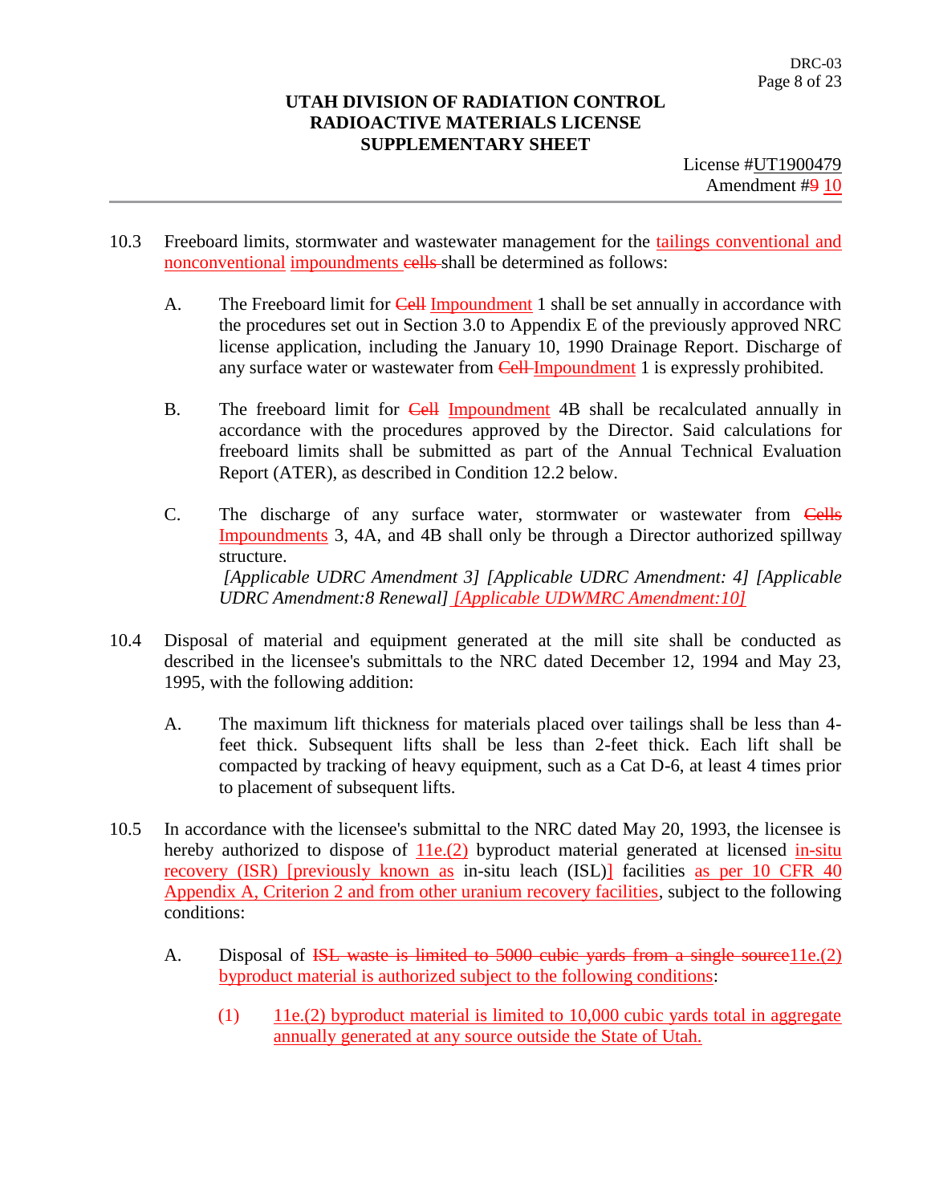10.3 Freeboard limits, stormwater and wastewater management for the tailings conventional and nonconventional impoundments ~~cells~~ shall be determined as follows:

A. The Freeboard limit for ~~Cell~~ Impoundment 1 shall be set annually in accordance with the procedures set out in Section 3.0 to Appendix E of the previously approved NRC license application, including the January 10, 1990 Drainage Report. Discharge of any surface water or wastewater from ~~Cell~~ Impoundment 1 is expressly prohibited.

B. The freeboard limit for ~~Cell~~ Impoundment 4B shall be recalculated annually in accordance with the procedures approved by the Director. Said calculations for freeboard limits shall be submitted as part of the Annual Technical Evaluation Report (ATER), as described in Condition 12.2 below.

C. The discharge of any surface water, stormwater or wastewater from ~~Cells~~ Impoundments 3, 4A, and 4B shall only be through a Director authorized spillway structure.
*[Applicable UDRC Amendment 3] [Applicable UDRC Amendment: 4] [Applicable UDRC Amendment:8 Renewal] [Applicable UDWMRC Amendment:10]*

10.4 Disposal of material and equipment generated at the mill site shall be conducted as described in the licensee's submittals to the NRC dated December 12, 1994 and May 23, 1995, with the following addition:

A. The maximum lift thickness for materials placed over tailings shall be less than 4-feet thick. Subsequent lifts shall be less than 2-feet thick. Each lift shall be compacted by tracking of heavy equipment, such as a Cat D-6, at least 4 times prior to placement of subsequent lifts.

10.5 In accordance with the licensee's submittal to the NRC dated May 20, 1993, the licensee is hereby authorized to dispose of 11e.(2) byproduct material generated at licensed in-situ recovery (ISR) [previously known as in-situ leach (ISL)] facilities as per 10 CFR 40 Appendix A, Criterion 2 and from other uranium recovery facilities, subject to the following conditions:

A. Disposal of ~~ISL waste is limited to 5000 cubic yards from a single source~~11e.(2) byproduct material is authorized subject to the following conditions:

(1) 11e.(2) byproduct material is limited to 10,000 cubic yards total in aggregate annually generated at any source outside the State of Utah.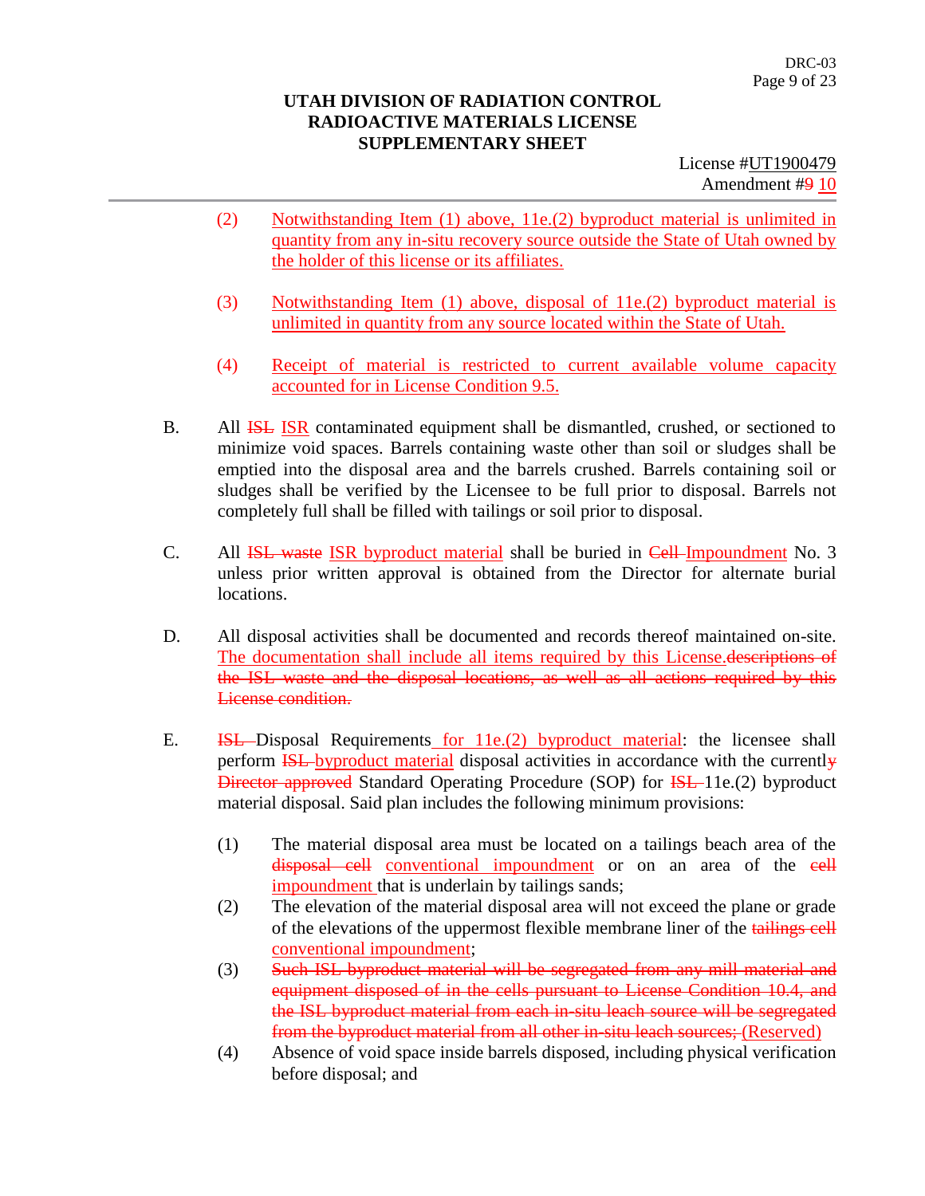**UTAH DIVISION OF RADIATION CONTROL**
**RADIOACTIVE MATERIALS LICENSE**
**SUPPLEMENTARY SHEET**

License #UT1900479
Amendment #~~9~~ 10

(2) Notwithstanding Item (1) above, 11e.(2) byproduct material is unlimited in quantity from any in-situ recovery source outside the State of Utah owned by the holder of this license or its affiliates.

(3) Notwithstanding Item (1) above, disposal of 11e.(2) byproduct material is unlimited in quantity from any source located within the State of Utah.

(4) Receipt of material is restricted to current available volume capacity accounted for in License Condition 9.5.

B. All ~~ISL~~ ISR contaminated equipment shall be dismantled, crushed, or sectioned to minimize void spaces. Barrels containing waste other than soil or sludges shall be emptied into the disposal area and the barrels crushed. Barrels containing soil or sludges shall be verified by the Licensee to be full prior to disposal. Barrels not completely full shall be filled with tailings or soil prior to disposal.

C. All ~~ISL waste~~ ISR byproduct material shall be buried in ~~Cell~~ Impoundment No. 3 unless prior written approval is obtained from the Director for alternate burial locations.

D. All disposal activities shall be documented and records thereof maintained on-site. The documentation shall include all items required by this License.~~descriptions of the ISL waste and the disposal locations, as well as all actions required by this License condition.~~

E. ~~ISL~~ Disposal Requirements for 11e.(2) byproduct material: the licensee shall perform ~~ISL~~ byproduct material disposal activities in accordance with the currentl~~y Director approved~~ Standard Operating Procedure (SOP) for ~~ISL~~ 11e.(2) byproduct material disposal. Said plan includes the following minimum provisions:

(1) The material disposal area must be located on a tailings beach area of the ~~disposal cell~~ conventional impoundment or on an area of the ~~cell~~ impoundment that is underlain by tailings sands;

(2) The elevation of the material disposal area will not exceed the plane or grade of the elevations of the uppermost flexible membrane liner of the ~~tailings cell~~ conventional impoundment;

(3) ~~Such ISL byproduct material will be segregated from any mill material and equipment disposed of in the cells pursuant to License Condition 10.4, and the ISL byproduct material from each in-situ leach source will be segregated from the byproduct material from all other in-situ leach sources;~~ (Reserved)

(4) Absence of void space inside barrels disposed, including physical verification before disposal; and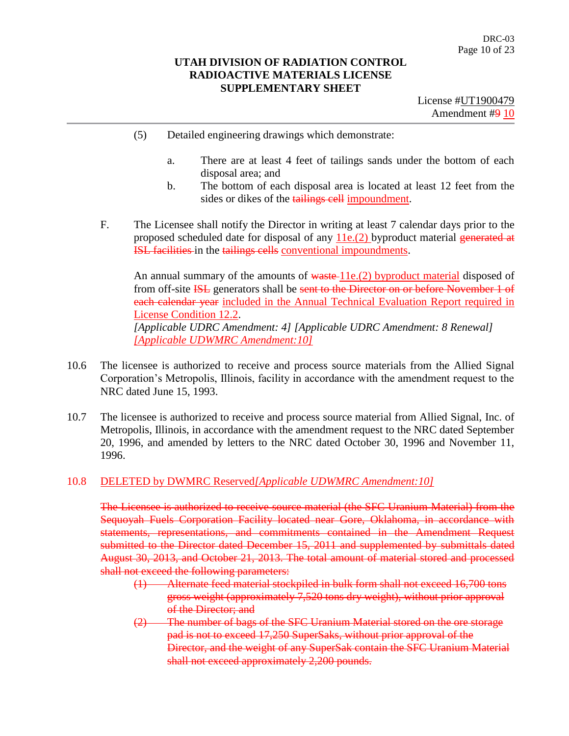**UTAH DIVISION OF RADIATION CONTROL**
**RADIOACTIVE MATERIALS LICENSE**
**SUPPLEMENTARY SHEET**

License #UT1900479
Amendment #~~9~~ 10

(5) Detailed engineering drawings which demonstrate:

a. There are at least 4 feet of tailings sands under the bottom of each disposal area; and

b. The bottom of each disposal area is located at least 12 feet from the sides or dikes of the ~~tailings cell~~ impoundment.

F. The Licensee shall notify the Director in writing at least 7 calendar days prior to the proposed scheduled date for disposal of any 11e.(2) byproduct material ~~generated at ISL facilities~~ in the ~~tailings cells~~ conventional impoundments.

An annual summary of the amounts of ~~waste~~ 11e.(2) byproduct material disposed of from off-site ~~ISL~~ generators shall be ~~sent to the Director on or before November 1 of each calendar year~~ included in the Annual Technical Evaluation Report required in License Condition 12.2.
*[Applicable UDRC Amendment: 4] [Applicable UDRC Amendment: 8 Renewal]* *[Applicable UDWMRC Amendment:10]*

10.6 The licensee is authorized to receive and process source materials from the Allied Signal Corporation's Metropolis, Illinois, facility in accordance with the amendment request to the NRC dated June 15, 1993.

10.7 The licensee is authorized to receive and process source material from Allied Signal, Inc. of Metropolis, Illinois, in accordance with the amendment request to the NRC dated September 20, 1996, and amended by letters to the NRC dated October 30, 1996 and November 11, 1996.

10.8 DELETED by DWMRC Reserved*[Applicable UDWMRC Amendment:10]*

~~The Licensee is authorized to receive source material (the SFC Uranium Material) from the Sequoyah Fuels Corporation Facility located near Gore, Oklahoma, in accordance with statements, representations, and commitments contained in the Amendment Request submitted to the Director dated December 15, 2011 and supplemented by submittals dated August 30, 2013, and October 21, 2013. The total amount of material stored and processed shall not exceed the following parameters:~~

~~(1) Alternate feed material stockpiled in bulk form shall not exceed 16,700 tons gross weight (approximately 7,520 tons dry weight), without prior approval of the Director; and~~

~~(2) The number of bags of the SFC Uranium Material stored on the ore storage pad is not to exceed 17,250 SuperSaks, without prior approval of the Director, and the weight of any SuperSak contain the SFC Uranium Material shall not exceed approximately 2,200 pounds.~~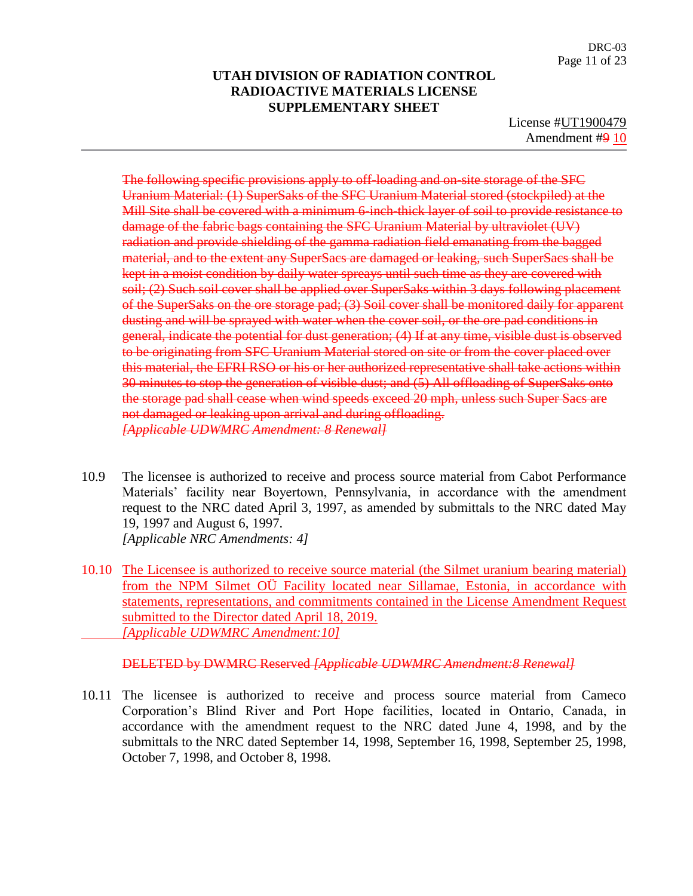**UTAH DIVISION OF RADIATION CONTROL**
**RADIOACTIVE MATERIALS LICENSE**
**SUPPLEMENTARY SHEET**

License #UT1900479
Amendment #~~9~~ 10

~~The following specific provisions apply to off-loading and on-site storage of the SFC Uranium Material: (1) SuperSaks of the SFC Uranium Material stored (stockpiled) at the Mill Site shall be covered with a minimum 6-inch-thick layer of soil to provide resistance to damage of the fabric bags containing the SFC Uranium Material by ultraviolet (UV) radiation and provide shielding of the gamma radiation field emanating from the bagged material, and to the extent any SuperSacs are damaged or leaking, such SuperSacs shall be kept in a moist condition by daily water sprays until such time as they are covered with soil; (2) Such soil cover shall be applied over SuperSaks within 3 days following placement of the SuperSaks on the ore storage pad; (3) Soil cover shall be monitored daily for apparent dusting and will be sprayed with water when the cover soil, or the ore pad conditions in general, indicate the potential for dust generation; (4) If at any time, visible dust is observed to be originating from SFC Uranium Material stored on site or from the cover placed over this material, the EFRI RSO or his or her authorized representative shall take actions within 30 minutes to stop the generation of visible dust; and (5) All offloading of SuperSaks onto the storage pad shall cease when wind speeds exceed 20 mph, unless such Super Sacs are not damaged or leaking upon arrival and during offloading.~~
~~*[Applicable UDWMRC Amendment: 8 Renewal]*~~

10.9 The licensee is authorized to receive and process source material from Cabot Performance Materials' facility near Boyertown, Pennsylvania, in accordance with the amendment request to the NRC dated April 3, 1997, as amended by submittals to the NRC dated May 19, 1997 and August 6, 1997.
*[Applicable NRC Amendments: 4]*

10.10 The Licensee is authorized to receive source material (the Silmet uranium bearing material) from the NPM Silmet OÜ Facility located near Sillamae, Estonia, in accordance with statements, representations, and commitments contained in the License Amendment Request submitted to the Director dated April 18, 2019.
*[Applicable UDWMRC Amendment:10]*

~~DELETED by DWMRC Reserved *[Applicable UDWMRC Amendment:8 Renewal]*~~

10.11 The licensee is authorized to receive and process source material from Cameco Corporation's Blind River and Port Hope facilities, located in Ontario, Canada, in accordance with the amendment request to the NRC dated June 4, 1998, and by the submittals to the NRC dated September 14, 1998, September 16, 1998, September 25, 1998, October 7, 1998, and October 8, 1998.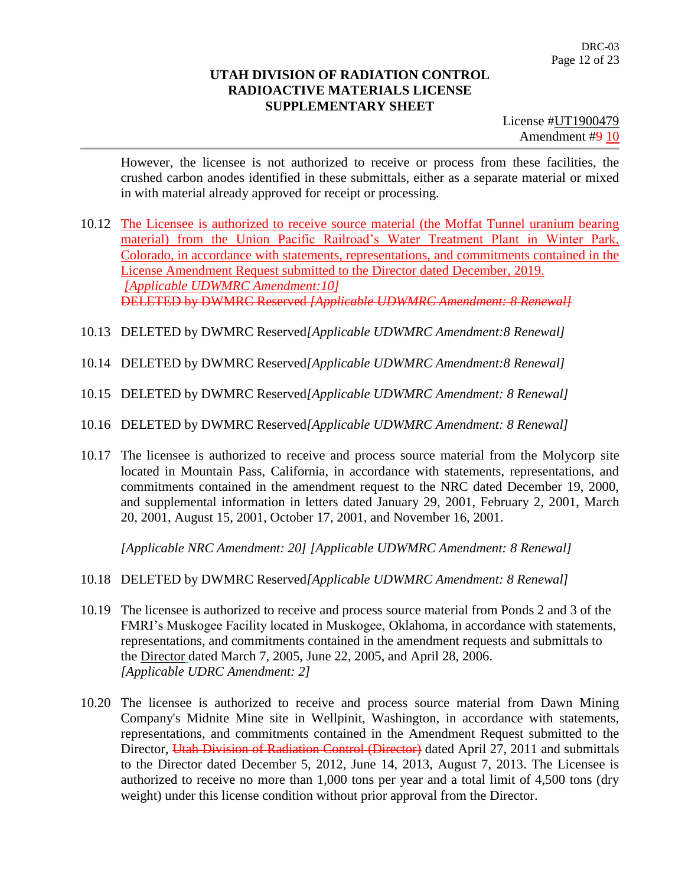License #UT1900479
Amendment #~~9~~ 10

However, the licensee is not authorized to receive or process from these facilities, the crushed carbon anodes identified in these submittals, either as a separate material or mixed in with material already approved for receipt or processing.

10.12 The Licensee is authorized to receive source material (the Moffat Tunnel uranium bearing material) from the Union Pacific Railroad's Water Treatment Plant in Winter Park, Colorado, in accordance with statements, representations, and commitments contained in the License Amendment Request submitted to the Director dated December, 2019. *[Applicable UDWMRC Amendment:10]*
~~DELETED by DWMRC Reserved *[Applicable UDWMRC Amendment: 8 Renewal]*~~

10.13 DELETED by DWMRC Reserved*[Applicable UDWMRC Amendment:8 Renewal]*

10.14 DELETED by DWMRC Reserved*[Applicable UDWMRC Amendment:8 Renewal]*

10.15 DELETED by DWMRC Reserved*[Applicable UDWMRC Amendment: 8 Renewal]*

10.16 DELETED by DWMRC Reserved*[Applicable UDWMRC Amendment: 8 Renewal]*

10.17 The licensee is authorized to receive and process source material from the Molycorp site located in Mountain Pass, California, in accordance with statements, representations, and commitments contained in the amendment request to the NRC dated December 19, 2000, and supplemental information in letters dated January 29, 2001, February 2, 2001, March 20, 2001, August 15, 2001, October 17, 2001, and November 16, 2001.

*[Applicable NRC Amendment: 20] [Applicable UDWMRC Amendment: 8 Renewal]*

10.18 DELETED by DWMRC Reserved*[Applicable UDWMRC Amendment: 8 Renewal]*

10.19 The licensee is authorized to receive and process source material from Ponds 2 and 3 of the FMRI's Muskogee Facility located in Muskogee, Oklahoma, in accordance with statements, representations, and commitments contained in the amendment requests and submittals to the Director dated March 7, 2005, June 22, 2005, and April 28, 2006.
*[Applicable UDRC Amendment: 2]*

10.20 The licensee is authorized to receive and process source material from Dawn Mining Company's Midnite Mine site in Wellpinit, Washington, in accordance with statements, representations, and commitments contained in the Amendment Request submitted to the Director, ~~Utah Division of Radiation Control (Director)~~ dated April 27, 2011 and submittals to the Director dated December 5, 2012, June 14, 2013, August 7, 2013. The Licensee is authorized to receive no more than 1,000 tons per year and a total limit of 4,500 tons (dry weight) under this license condition without prior approval from the Director.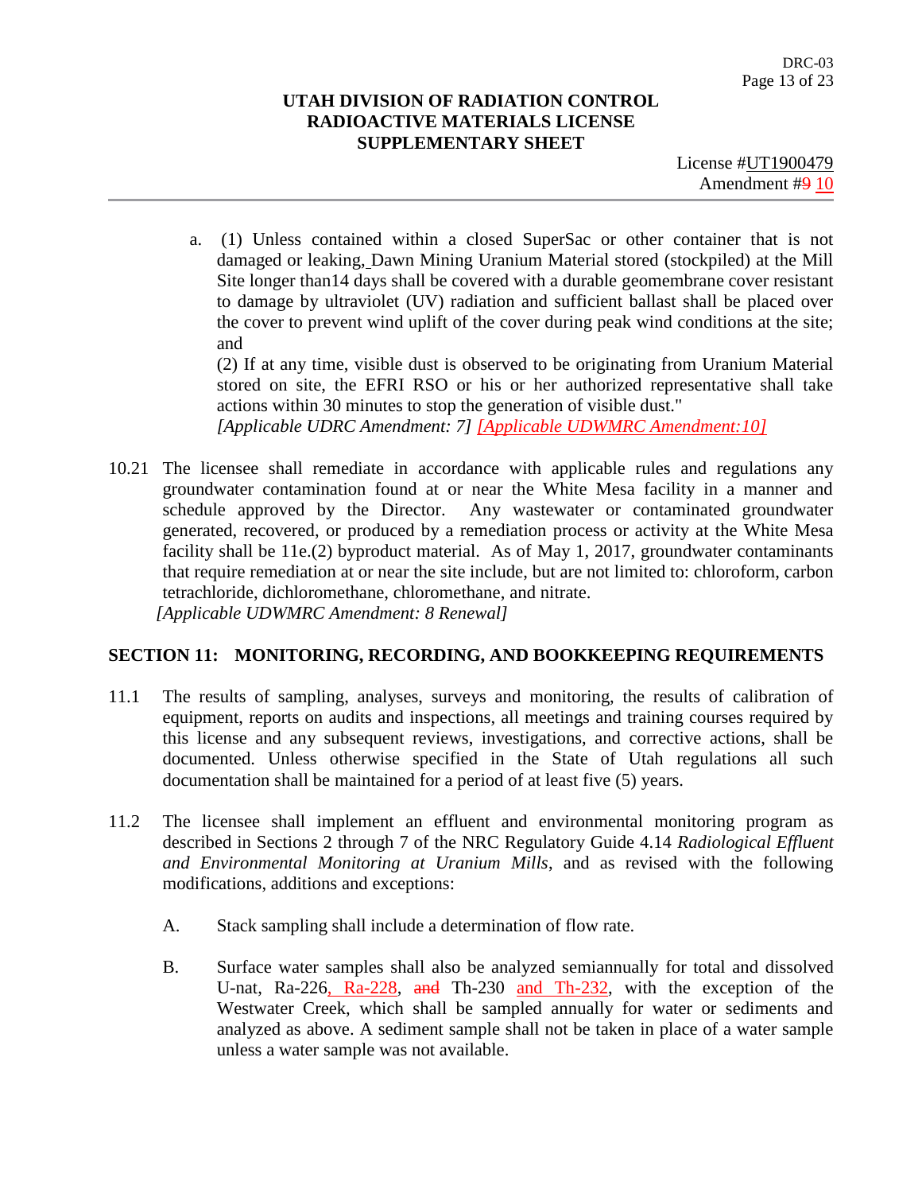a. (1) Unless contained within a closed SuperSac or other container that is not damaged or leaking, Dawn Mining Uranium Material stored (stockpiled) at the Mill Site longer than14 days shall be covered with a durable geomembrane cover resistant to damage by ultraviolet (UV) radiation and sufficient ballast shall be placed over the cover to prevent wind uplift of the cover during peak wind conditions at the site; and

(2) If at any time, visible dust is observed to be originating from Uranium Material stored on site, the EFRI RSO or his or her authorized representative shall take actions within 30 minutes to stop the generation of visible dust."
*[Applicable UDRC Amendment: 7]* *[Applicable UDWMRC Amendment:10]*

10.21 The licensee shall remediate in accordance with applicable rules and regulations any groundwater contamination found at or near the White Mesa facility in a manner and schedule approved by the Director. Any wastewater or contaminated groundwater generated, recovered, or produced by a remediation process or activity at the White Mesa facility shall be 11e.(2) byproduct material. As of May 1, 2017, groundwater contaminants that require remediation at or near the site include, but are not limited to: chloroform, carbon tetrachloride, dichloromethane, chloromethane, and nitrate.
*[Applicable UDWMRC Amendment: 8 Renewal]*

## SECTION 11: MONITORING, RECORDING, AND BOOKKEEPING REQUIREMENTS

11.1 The results of sampling, analyses, surveys and monitoring, the results of calibration of equipment, reports on audits and inspections, all meetings and training courses required by this license and any subsequent reviews, investigations, and corrective actions, shall be documented. Unless otherwise specified in the State of Utah regulations all such documentation shall be maintained for a period of at least five (5) years.

11.2 The licensee shall implement an effluent and environmental monitoring program as described in Sections 2 through 7 of the NRC Regulatory Guide 4.14 *Radiological Effluent and Environmental Monitoring at Uranium Mills*, and as revised with the following modifications, additions and exceptions:

A. Stack sampling shall include a determination of flow rate.

B. Surface water samples shall also be analyzed semiannually for total and dissolved U-nat, Ra-226, Ra-228, ~~and~~ Th-230 and Th-232, with the exception of the Westwater Creek, which shall be sampled annually for water or sediments and analyzed as above. A sediment sample shall not be taken in place of a water sample unless a water sample was not available.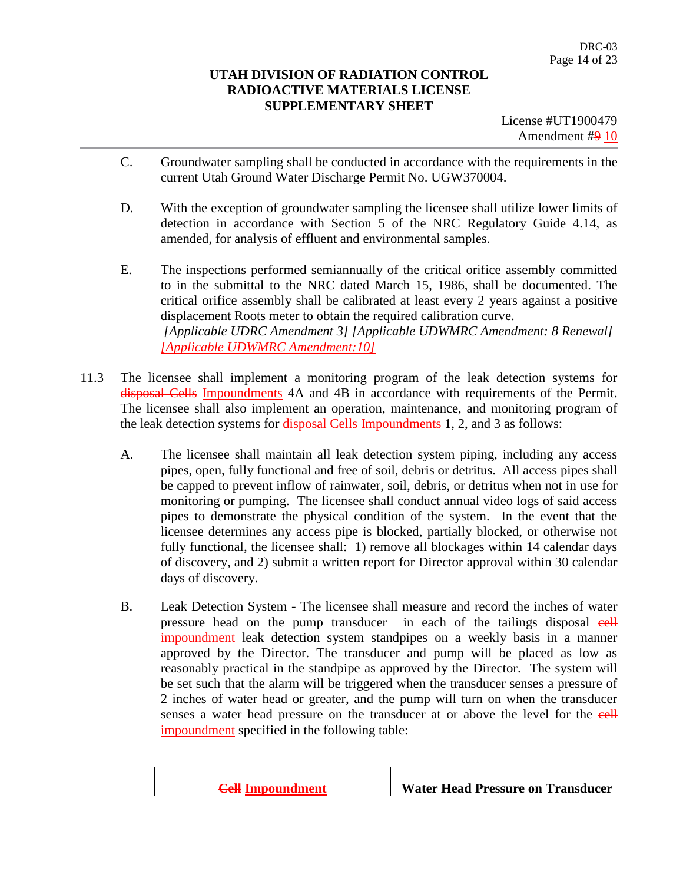UTAH DIVISION OF RADIATION CONTROL
RADIOACTIVE MATERIALS LICENSE
SUPPLEMENTARY SHEET

License #UT1900479
Amendment #~~9~~ 10

C. Groundwater sampling shall be conducted in accordance with the requirements in the current Utah Ground Water Discharge Permit No. UGW370004.

D. With the exception of groundwater sampling the licensee shall utilize lower limits of detection in accordance with Section 5 of the NRC Regulatory Guide 4.14, as amended, for analysis of effluent and environmental samples.

E. The inspections performed semiannually of the critical orifice assembly committed to in the submittal to the NRC dated March 15, 1986, shall be documented. The critical orifice assembly shall be calibrated at least every 2 years against a positive displacement Roots meter to obtain the required calibration curve.
*[Applicable UDRC Amendment 3] [Applicable UDWMRC Amendment: 8 Renewal]*
*[Applicable UDWMRC Amendment:10]*

11.3 The licensee shall implement a monitoring program of the leak detection systems for ~~disposal Cells~~ Impoundments 4A and 4B in accordance with requirements of the Permit. The licensee shall also implement an operation, maintenance, and monitoring program of the leak detection systems for ~~disposal Cells~~ Impoundments 1, 2, and 3 as follows:

A. The licensee shall maintain all leak detection system piping, including any access pipes, open, fully functional and free of soil, debris or detritus. All access pipes shall be capped to prevent inflow of rainwater, soil, debris, or detritus when not in use for monitoring or pumping. The licensee shall conduct annual video logs of said access pipes to demonstrate the physical condition of the system. In the event that the licensee determines any access pipe is blocked, partially blocked, or otherwise not fully functional, the licensee shall: 1) remove all blockages within 14 calendar days of discovery, and 2) submit a written report for Director approval within 30 calendar days of discovery.

B. Leak Detection System - The licensee shall measure and record the inches of water pressure head on the pump transducer in each of the tailings disposal ~~cell~~ impoundment leak detection system standpipes on a weekly basis in a manner approved by the Director. The transducer and pump will be placed as low as reasonably practical in the standpipe as approved by the Director. The system will be set such that the alarm will be triggered when the transducer senses a pressure of 2 inches of water head or greater, and the pump will turn on when the transducer senses a water head pressure on the transducer at or above the level for the ~~cell~~ impoundment specified in the following table:

| ~~Cell~~ Impoundment | Water Head Pressure on Transducer |
|---|---|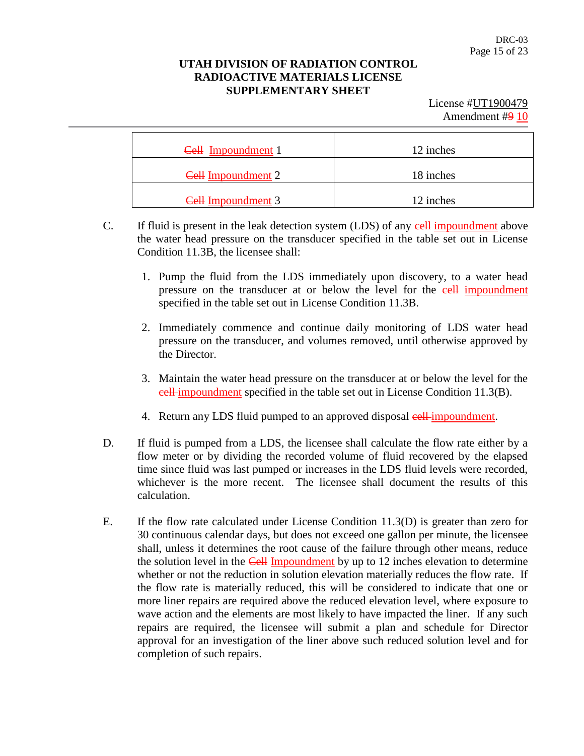# UTAH DIVISION OF RADIATION CONTROL
# RADIOACTIVE MATERIALS LICENSE
# SUPPLEMENTARY SHEET

License #UT1900479
Amendment #~~9~~ 10

| | |
|---|---|
| ~~Cell~~ Impoundment 1 | 12 inches |
| ~~Cell~~ Impoundment 2 | 18 inches |
| ~~Cell~~ Impoundment 3 | 12 inches |

C. If fluid is present in the leak detection system (LDS) of any ~~cell~~ impoundment above the water head pressure on the transducer specified in the table set out in License Condition 11.3B, the licensee shall:

1. Pump the fluid from the LDS immediately upon discovery, to a water head pressure on the transducer at or below the level for the ~~cell~~ impoundment specified in the table set out in License Condition 11.3B.

2. Immediately commence and continue daily monitoring of LDS water head pressure on the transducer, and volumes removed, until otherwise approved by the Director.

3. Maintain the water head pressure on the transducer at or below the level for the ~~cell~~ impoundment specified in the table set out in License Condition 11.3(B).

4. Return any LDS fluid pumped to an approved disposal ~~cell~~ impoundment.

D. If fluid is pumped from a LDS, the licensee shall calculate the flow rate either by a flow meter or by dividing the recorded volume of fluid recovered by the elapsed time since fluid was last pumped or increases in the LDS fluid levels were recorded, whichever is the more recent. The licensee shall document the results of this calculation.

E. If the flow rate calculated under License Condition 11.3(D) is greater than zero for 30 continuous calendar days, but does not exceed one gallon per minute, the licensee shall, unless it determines the root cause of the failure through other means, reduce the solution level in the ~~Cell~~ Impoundment by up to 12 inches elevation to determine whether or not the reduction in solution elevation materially reduces the flow rate. If the flow rate is materially reduced, this will be considered to indicate that one or more liner repairs are required above the reduced elevation level, where exposure to wave action and the elements are most likely to have impacted the liner. If any such repairs are required, the licensee will submit a plan and schedule for Director approval for an investigation of the liner above such reduced solution level and for completion of such repairs.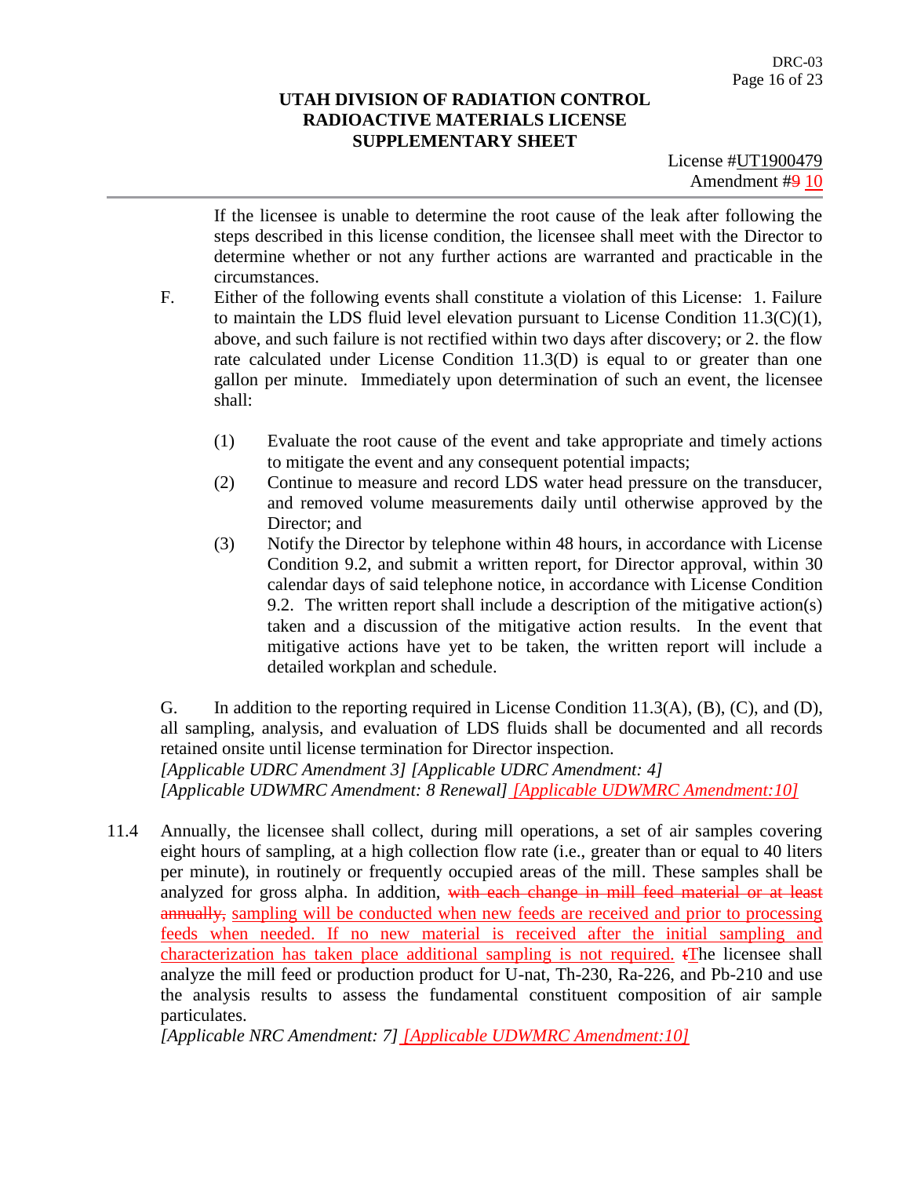If the licensee is unable to determine the root cause of the leak after following the steps described in this license condition, the licensee shall meet with the Director to determine whether or not any further actions are warranted and practicable in the circumstances.

F. Either of the following events shall constitute a violation of this License: 1. Failure to maintain the LDS fluid level elevation pursuant to License Condition 11.3(C)(1), above, and such failure is not rectified within two days after discovery; or 2. the flow rate calculated under License Condition 11.3(D) is equal to or greater than one gallon per minute. Immediately upon determination of such an event, the licensee shall:

(1) Evaluate the root cause of the event and take appropriate and timely actions to mitigate the event and any consequent potential impacts;

(2) Continue to measure and record LDS water head pressure on the transducer, and removed volume measurements daily until otherwise approved by the Director; and

(3) Notify the Director by telephone within 48 hours, in accordance with License Condition 9.2, and submit a written report, for Director approval, within 30 calendar days of said telephone notice, in accordance with License Condition 9.2. The written report shall include a description of the mitigative action(s) taken and a discussion of the mitigative action results. In the event that mitigative actions have yet to be taken, the written report will include a detailed workplan and schedule.

G. In addition to the reporting required in License Condition 11.3(A), (B), (C), and (D), all sampling, analysis, and evaluation of LDS fluids shall be documented and all records retained onsite until license termination for Director inspection.
*[Applicable UDRC Amendment 3] [Applicable UDRC Amendment: 4]*
*[Applicable UDWMRC Amendment: 8 Renewal] [Applicable UDWMRC Amendment:10]*

11.4 Annually, the licensee shall collect, during mill operations, a set of air samples covering eight hours of sampling, at a high collection flow rate (i.e., greater than or equal to 40 liters per minute), in routinely or frequently occupied areas of the mill. These samples shall be analyzed for gross alpha. In addition, ~~with each change in mill feed material or at least annually,~~ sampling will be conducted when new feeds are received and prior to processing feeds when needed. If no new material is received after the initial sampling and characterization has taken place additional sampling is not required. ~~t~~The licensee shall analyze the mill feed or production product for U-nat, Th-230, Ra-226, and Pb-210 and use the analysis results to assess the fundamental constituent composition of air sample particulates.
*[Applicable NRC Amendment: 7] [Applicable UDWMRC Amendment:10]*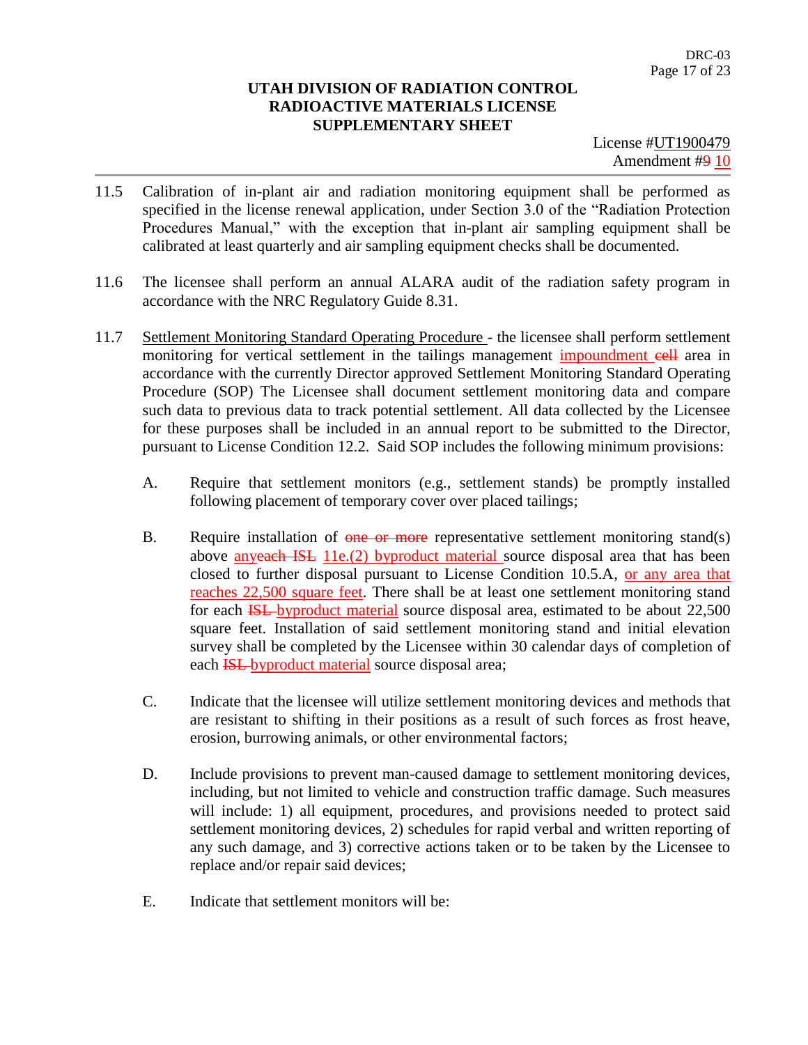**UTAH DIVISION OF RADIATION CONTROL**
**RADIOACTIVE MATERIALS LICENSE**
**SUPPLEMENTARY SHEET**

License #UT1900479
Amendment #~~9~~ 10

11.5 Calibration of in-plant air and radiation monitoring equipment shall be performed as specified in the license renewal application, under Section 3.0 of the "Radiation Protection Procedures Manual," with the exception that in-plant air sampling equipment shall be calibrated at least quarterly and air sampling equipment checks shall be documented.

11.6 The licensee shall perform an annual ALARA audit of the radiation safety program in accordance with the NRC Regulatory Guide 8.31.

11.7 Settlement Monitoring Standard Operating Procedure - the licensee shall perform settlement monitoring for vertical settlement in the tailings management impoundment ~~cell~~ area in accordance with the currently Director approved Settlement Monitoring Standard Operating Procedure (SOP) The Licensee shall document settlement monitoring data and compare such data to previous data to track potential settlement. All data collected by the Licensee for these purposes shall be included in an annual report to be submitted to the Director, pursuant to License Condition 12.2. Said SOP includes the following minimum provisions:

   A. Require that settlement monitors (e.g., settlement stands) be promptly installed following placement of temporary cover over placed tailings;

   B. Require installation of ~~one or more~~ representative settlement monitoring stand(s) above any~~each ISL~~ 11e.(2) byproduct material source disposal area that has been closed to further disposal pursuant to License Condition 10.5.A, or any area that reaches 22,500 square feet. There shall be at least one settlement monitoring stand for each ~~ISL~~ byproduct material source disposal area, estimated to be about 22,500 square feet. Installation of said settlement monitoring stand and initial elevation survey shall be completed by the Licensee within 30 calendar days of completion of each ~~ISL~~ byproduct material source disposal area;

   C. Indicate that the licensee will utilize settlement monitoring devices and methods that are resistant to shifting in their positions as a result of such forces as frost heave, erosion, burrowing animals, or other environmental factors;

   D. Include provisions to prevent man-caused damage to settlement monitoring devices, including, but not limited to vehicle and construction traffic damage. Such measures will include: 1) all equipment, procedures, and provisions needed to protect said settlement monitoring devices, 2) schedules for rapid verbal and written reporting of any such damage, and 3) corrective actions taken or to be taken by the Licensee to replace and/or repair said devices;

   E. Indicate that settlement monitors will be: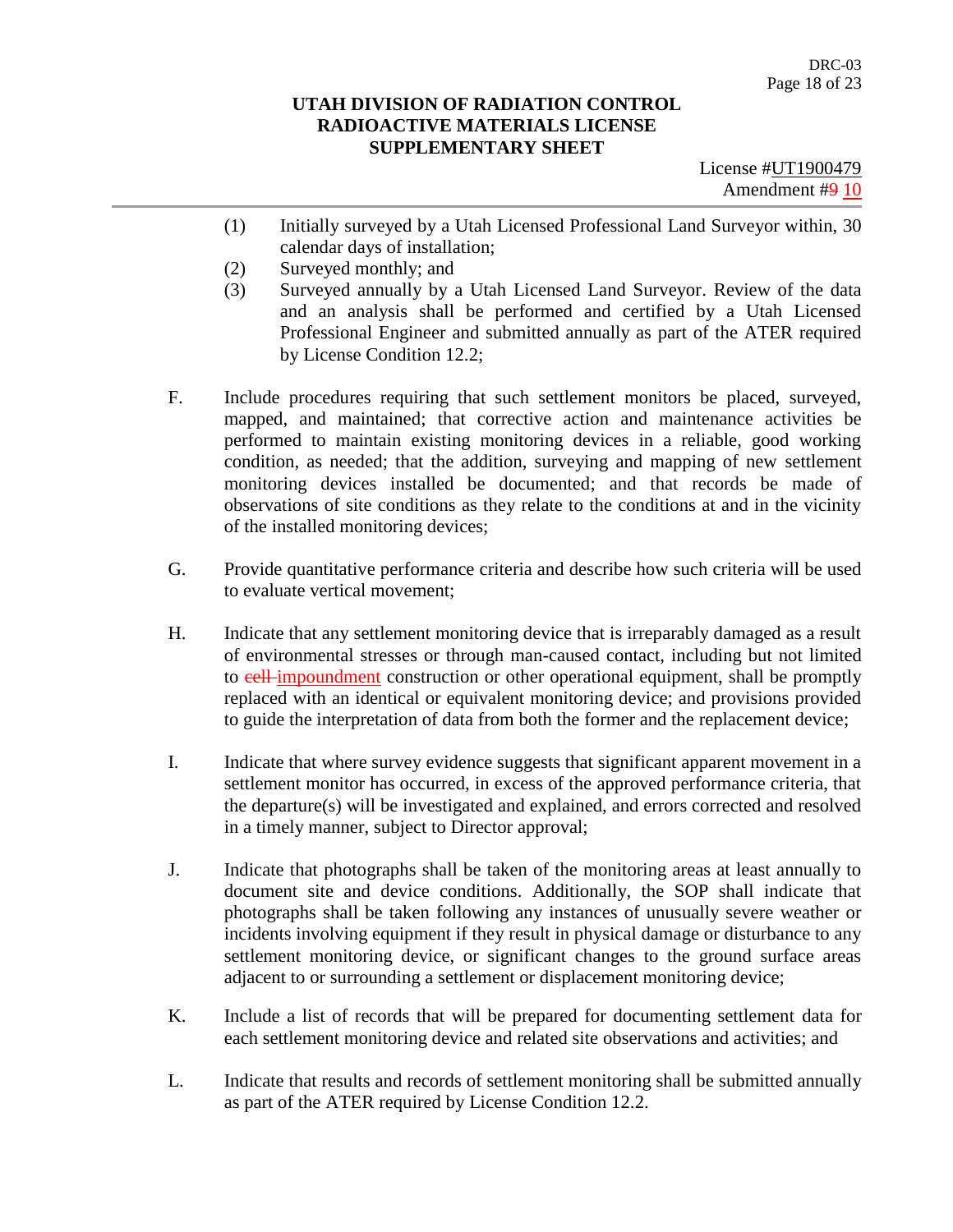(1) Initially surveyed by a Utah Licensed Professional Land Surveyor within, 30 calendar days of installation;

(2) Surveyed monthly; and

(3) Surveyed annually by a Utah Licensed Land Surveyor. Review of the data and an analysis shall be performed and certified by a Utah Licensed Professional Engineer and submitted annually as part of the ATER required by License Condition 12.2;

F. Include procedures requiring that such settlement monitors be placed, surveyed, mapped, and maintained; that corrective action and maintenance activities be performed to maintain existing monitoring devices in a reliable, good working condition, as needed; that the addition, surveying and mapping of new settlement monitoring devices installed be documented; and that records be made of observations of site conditions as they relate to the conditions at and in the vicinity of the installed monitoring devices;

G. Provide quantitative performance criteria and describe how such criteria will be used to evaluate vertical movement;

H. Indicate that any settlement monitoring device that is irreparably damaged as a result of environmental stresses or through man-caused contact, including but not limited to ~~cell~~ impoundment construction or other operational equipment, shall be promptly replaced with an identical or equivalent monitoring device; and provisions provided to guide the interpretation of data from both the former and the replacement device;

I. Indicate that where survey evidence suggests that significant apparent movement in a settlement monitor has occurred, in excess of the approved performance criteria, that the departure(s) will be investigated and explained, and errors corrected and resolved in a timely manner, subject to Director approval;

J. Indicate that photographs shall be taken of the monitoring areas at least annually to document site and device conditions. Additionally, the SOP shall indicate that photographs shall be taken following any instances of unusually severe weather or incidents involving equipment if they result in physical damage or disturbance to any settlement monitoring device, or significant changes to the ground surface areas adjacent to or surrounding a settlement or displacement monitoring device;

K. Include a list of records that will be prepared for documenting settlement data for each settlement monitoring device and related site observations and activities; and

L. Indicate that results and records of settlement monitoring shall be submitted annually as part of the ATER required by License Condition 12.2.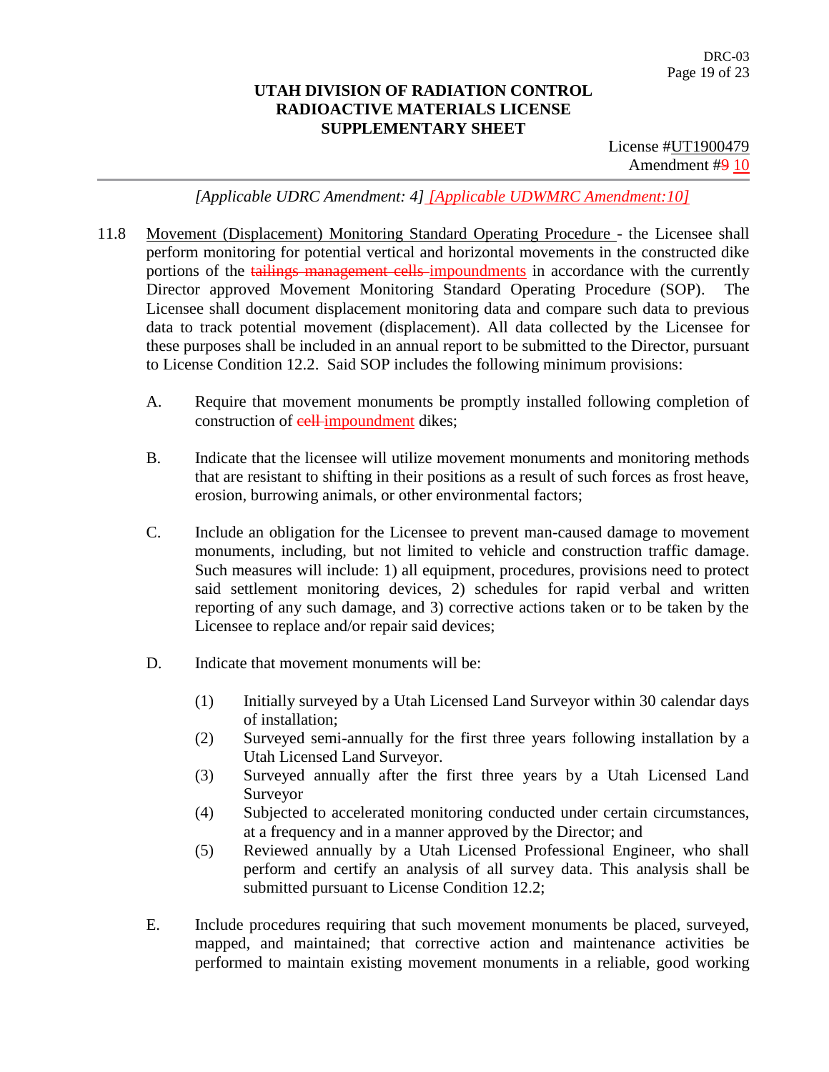**UTAH DIVISION OF RADIATION CONTROL**
**RADIOACTIVE MATERIALS LICENSE**
**SUPPLEMENTARY SHEET**

License #UT1900479
Amendment #~~9~~ 10

*[Applicable UDRC Amendment: 4]* *[Applicable UDWMRC Amendment:10]*

11.8 Movement (Displacement) Monitoring Standard Operating Procedure - the Licensee shall perform monitoring for potential vertical and horizontal movements in the constructed dike portions of the ~~tailings management cells~~ impoundments in accordance with the currently Director approved Movement Monitoring Standard Operating Procedure (SOP). The Licensee shall document displacement monitoring data and compare such data to previous data to track potential movement (displacement). All data collected by the Licensee for these purposes shall be included in an annual report to be submitted to the Director, pursuant to License Condition 12.2. Said SOP includes the following minimum provisions:

A. Require that movement monuments be promptly installed following completion of construction of ~~cell~~ impoundment dikes;

B. Indicate that the licensee will utilize movement monuments and monitoring methods that are resistant to shifting in their positions as a result of such forces as frost heave, erosion, burrowing animals, or other environmental factors;

C. Include an obligation for the Licensee to prevent man-caused damage to movement monuments, including, but not limited to vehicle and construction traffic damage. Such measures will include: 1) all equipment, procedures, provisions need to protect said settlement monitoring devices, 2) schedules for rapid verbal and written reporting of any such damage, and 3) corrective actions taken or to be taken by the Licensee to replace and/or repair said devices;

D. Indicate that movement monuments will be:

(1) Initially surveyed by a Utah Licensed Land Surveyor within 30 calendar days of installation;
(2) Surveyed semi-annually for the first three years following installation by a Utah Licensed Land Surveyor.
(3) Surveyed annually after the first three years by a Utah Licensed Land Surveyor
(4) Subjected to accelerated monitoring conducted under certain circumstances, at a frequency and in a manner approved by the Director; and
(5) Reviewed annually by a Utah Licensed Professional Engineer, who shall perform and certify an analysis of all survey data. This analysis shall be submitted pursuant to License Condition 12.2;

E. Include procedures requiring that such movement monuments be placed, surveyed, mapped, and maintained; that corrective action and maintenance activities be performed to maintain existing movement monuments in a reliable, good working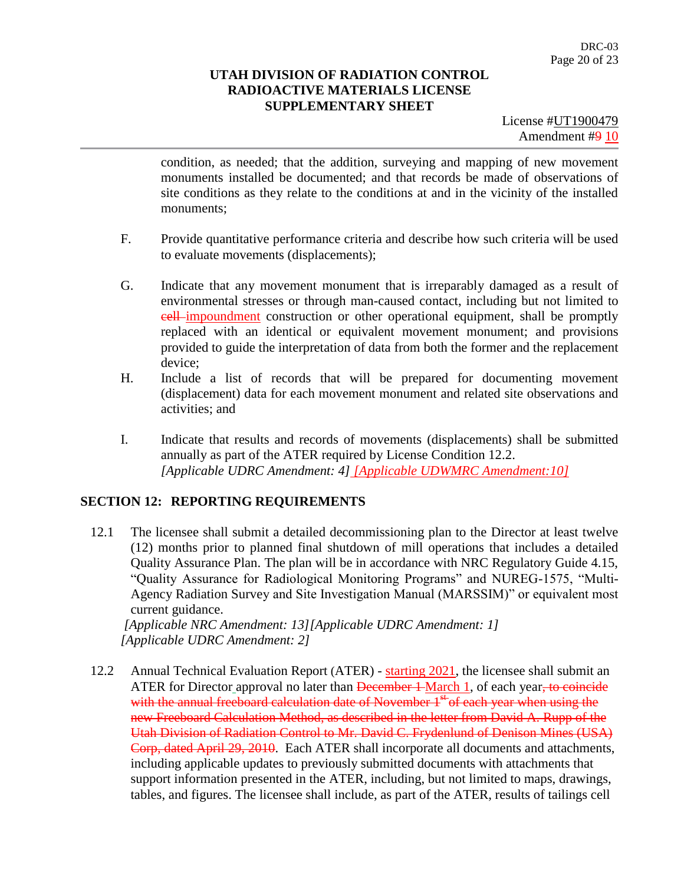condition, as needed; that the addition, surveying and mapping of new movement monuments installed be documented; and that records be made of observations of site conditions as they relate to the conditions at and in the vicinity of the installed monuments;

F. Provide quantitative performance criteria and describe how such criteria will be used to evaluate movements (displacements);

G. Indicate that any movement monument that is irreparably damaged as a result of environmental stresses or through man-caused contact, including but not limited to ~~cell~~ impoundment construction or other operational equipment, shall be promptly replaced with an identical or equivalent movement monument; and provisions provided to guide the interpretation of data from both the former and the replacement device;

H. Include a list of records that will be prepared for documenting movement (displacement) data for each movement monument and related site observations and activities; and

I. Indicate that results and records of movements (displacements) shall be submitted annually as part of the ATER required by License Condition 12.2.
*[Applicable UDRC Amendment: 4]* *[Applicable UDWMRC Amendment:10]*

## SECTION 12: REPORTING REQUIREMENTS

12.1 The licensee shall submit a detailed decommissioning plan to the Director at least twelve (12) months prior to planned final shutdown of mill operations that includes a detailed Quality Assurance Plan. The plan will be in accordance with NRC Regulatory Guide 4.15, "Quality Assurance for Radiological Monitoring Programs" and NUREG-1575, "Multi-Agency Radiation Survey and Site Investigation Manual (MARSSIM)" or equivalent most current guidance.
*[Applicable NRC Amendment: 13]* *[Applicable UDRC Amendment: 1]*
*[Applicable UDRC Amendment: 2]*

12.2 Annual Technical Evaluation Report (ATER) - starting 2021, the licensee shall submit an ATER for Director approval no later than ~~December 1~~ March 1, of each year~~, to coincide with the annual freeboard calculation date of November 1st of each year when using the new Freeboard Calculation Method, as described in the letter from David A. Rupp of the Utah Division of Radiation Control to Mr. David C. Frydenlund of Denison Mines (USA) Corp, dated April 29, 2010~~. Each ATER shall incorporate all documents and attachments, including applicable updates to previously submitted documents with attachments that support information presented in the ATER, including, but not limited to maps, drawings, tables, and figures. The licensee shall include, as part of the ATER, results of tailings cell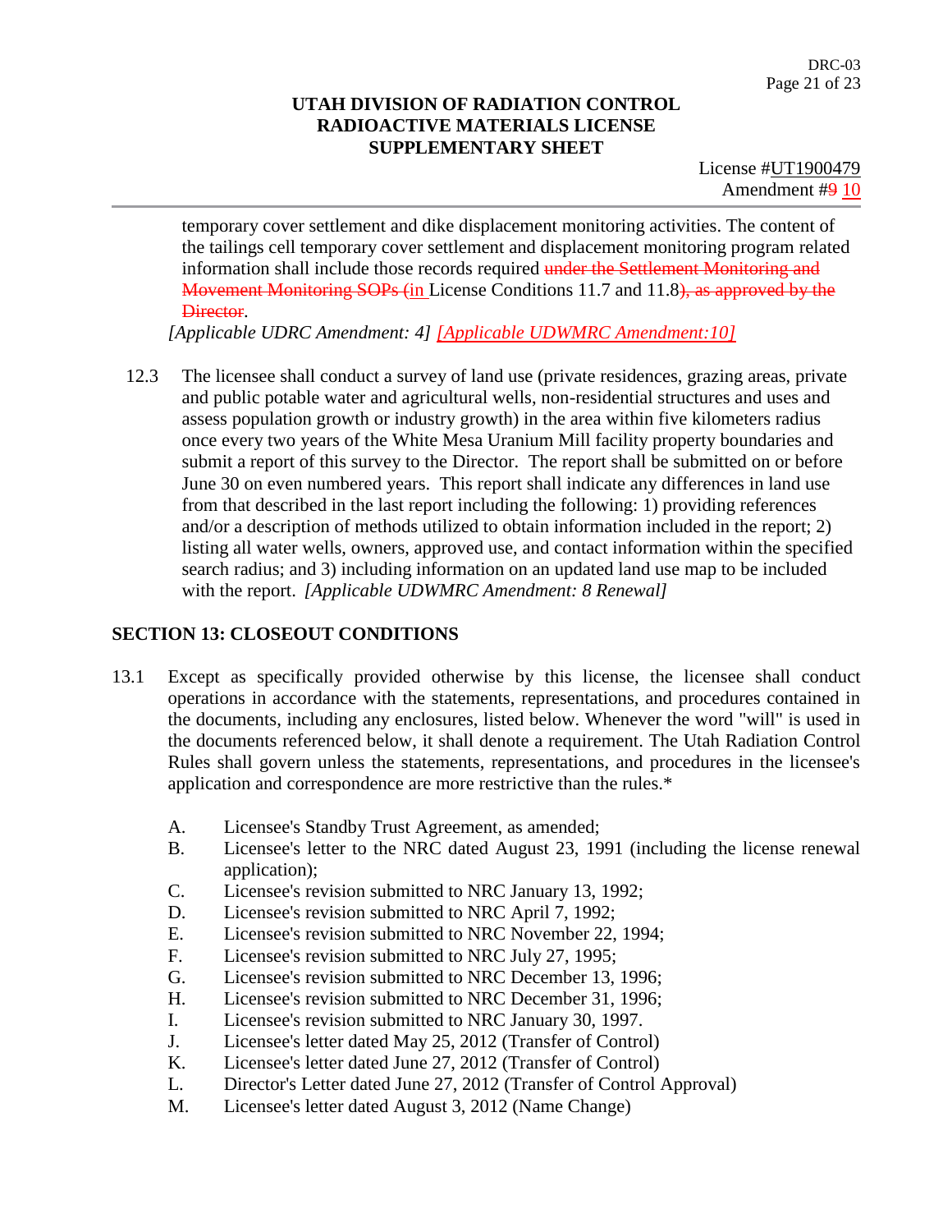temporary cover settlement and dike displacement monitoring activities. The content of the tailings cell temporary cover settlement and displacement monitoring program related information shall include those records required ~~under the Settlement Monitoring and Movement Monitoring SOPs (~~in License Conditions 11.7 and 11.8~~), as approved by the Director~~.
*[Applicable UDRC Amendment: 4]* *[Applicable UDWMRC Amendment:10]*

12.3 The licensee shall conduct a survey of land use (private residences, grazing areas, private and public potable water and agricultural wells, non-residential structures and uses and assess population growth or industry growth) in the area within five kilometers radius once every two years of the White Mesa Uranium Mill facility property boundaries and submit a report of this survey to the Director. The report shall be submitted on or before June 30 on even numbered years. This report shall indicate any differences in land use from that described in the last report including the following: 1) providing references and/or a description of methods utilized to obtain information included in the report; 2) listing all water wells, owners, approved use, and contact information within the specified search radius; and 3) including information on an updated land use map to be included with the report. *[Applicable UDWMRC Amendment: 8 Renewal]*

## SECTION 13: CLOSEOUT CONDITIONS

13.1 Except as specifically provided otherwise by this license, the licensee shall conduct operations in accordance with the statements, representations, and procedures contained in the documents, including any enclosures, listed below. Whenever the word "will" is used in the documents referenced below, it shall denote a requirement. The Utah Radiation Control Rules shall govern unless the statements, representations, and procedures in the licensee's application and correspondence are more restrictive than the rules.*

A. Licensee's Standby Trust Agreement, as amended;
B. Licensee's letter to the NRC dated August 23, 1991 (including the license renewal application);
C. Licensee's revision submitted to NRC January 13, 1992;
D. Licensee's revision submitted to NRC April 7, 1992;
E. Licensee's revision submitted to NRC November 22, 1994;
F. Licensee's revision submitted to NRC July 27, 1995;
G. Licensee's revision submitted to NRC December 13, 1996;
H. Licensee's revision submitted to NRC December 31, 1996;
I. Licensee's revision submitted to NRC January 30, 1997.
J. Licensee's letter dated May 25, 2012 (Transfer of Control)
K. Licensee's letter dated June 27, 2012 (Transfer of Control)
L. Director's Letter dated June 27, 2012 (Transfer of Control Approval)
M. Licensee's letter dated August 3, 2012 (Name Change)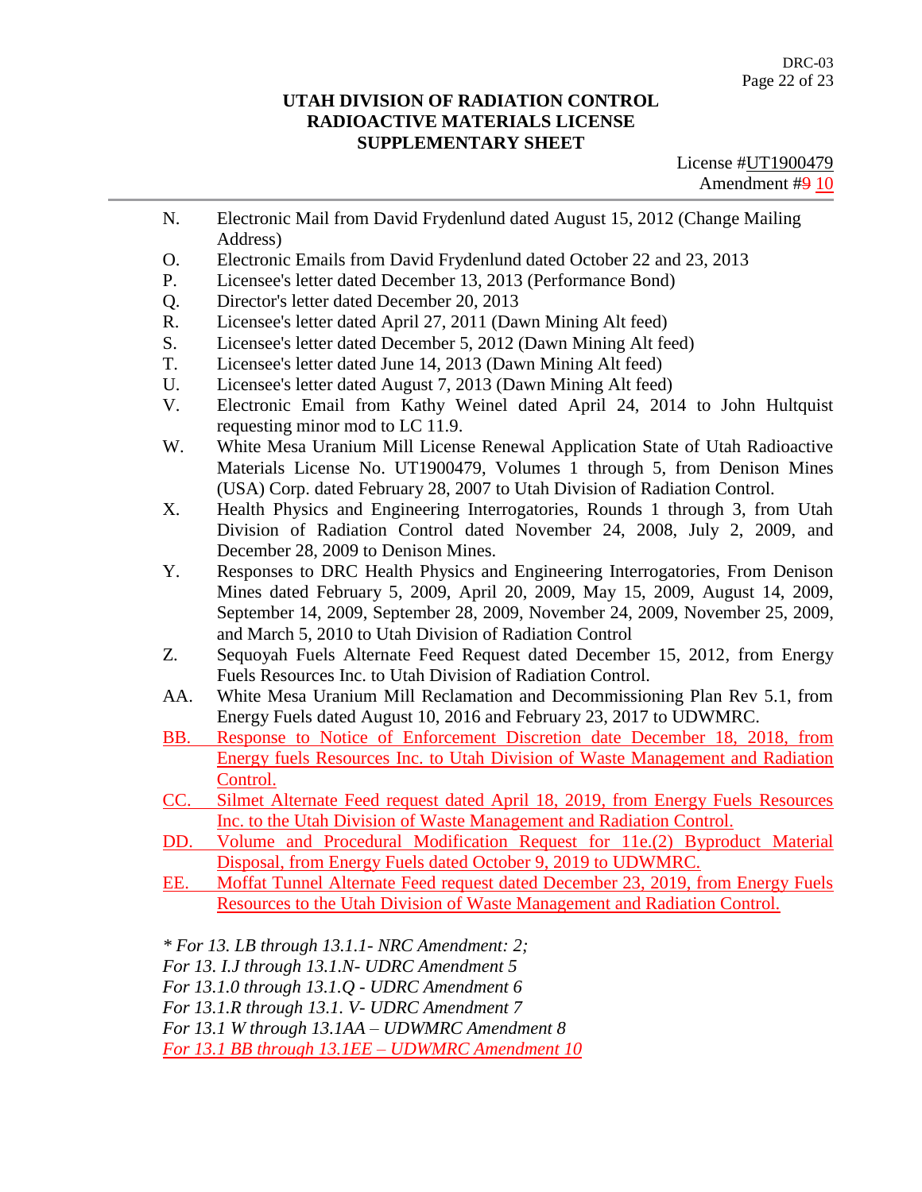**UTAH DIVISION OF RADIATION CONTROL**
**RADIOACTIVE MATERIALS LICENSE**
**SUPPLEMENTARY SHEET**

License #UT1900479
Amendment #~~9~~ 10

N. Electronic Mail from David Frydenlund dated August 15, 2012 (Change Mailing Address)

O. Electronic Emails from David Frydenlund dated October 22 and 23, 2013

P. Licensee's letter dated December 13, 2013 (Performance Bond)

Q. Director's letter dated December 20, 2013

R. Licensee's letter dated April 27, 2011 (Dawn Mining Alt feed)

S. Licensee's letter dated December 5, 2012 (Dawn Mining Alt feed)

T. Licensee's letter dated June 14, 2013 (Dawn Mining Alt feed)

U. Licensee's letter dated August 7, 2013 (Dawn Mining Alt feed)

V. Electronic Email from Kathy Weinel dated April 24, 2014 to John Hultquist requesting minor mod to LC 11.9.

W. White Mesa Uranium Mill License Renewal Application State of Utah Radioactive Materials License No. UT1900479, Volumes 1 through 5, from Denison Mines (USA) Corp. dated February 28, 2007 to Utah Division of Radiation Control.

X. Health Physics and Engineering Interrogatories, Rounds 1 through 3, from Utah Division of Radiation Control dated November 24, 2008, July 2, 2009, and December 28, 2009 to Denison Mines.

Y. Responses to DRC Health Physics and Engineering Interrogatories, From Denison Mines dated February 5, 2009, April 20, 2009, May 15, 2009, August 14, 2009, September 14, 2009, September 28, 2009, November 24, 2009, November 25, 2009, and March 5, 2010 to Utah Division of Radiation Control

Z. Sequoyah Fuels Alternate Feed Request dated December 15, 2012, from Energy Fuels Resources Inc. to Utah Division of Radiation Control.

AA. White Mesa Uranium Mill Reclamation and Decommissioning Plan Rev 5.1, from Energy Fuels dated August 10, 2016 and February 23, 2017 to UDWMRC.

BB. Response to Notice of Enforcement Discretion date December 18, 2018, from Energy fuels Resources Inc. to Utah Division of Waste Management and Radiation Control.

CC. Silmet Alternate Feed request dated April 18, 2019, from Energy Fuels Resources Inc. to the Utah Division of Waste Management and Radiation Control.

DD. Volume and Procedural Modification Request for 11e.(2) Byproduct Material Disposal, from Energy Fuels dated October 9, 2019 to UDWMRC.

EE. Moffat Tunnel Alternate Feed request dated December 23, 2019, from Energy Fuels Resources to the Utah Division of Waste Management and Radiation Control.

*\* For 13. LB through 13.1.1- NRC Amendment: 2;*
*For 13. I.J through 13.1.N- UDRC Amendment 5*
*For 13.1.0 through 13.1.Q - UDRC Amendment 6*
*For 13.1.R through 13.1. V- UDRC Amendment 7*
*For 13.1 W through 13.1AA – UDWMRC Amendment 8*
*For 13.1 BB through 13.1EE – UDWMRC Amendment 10*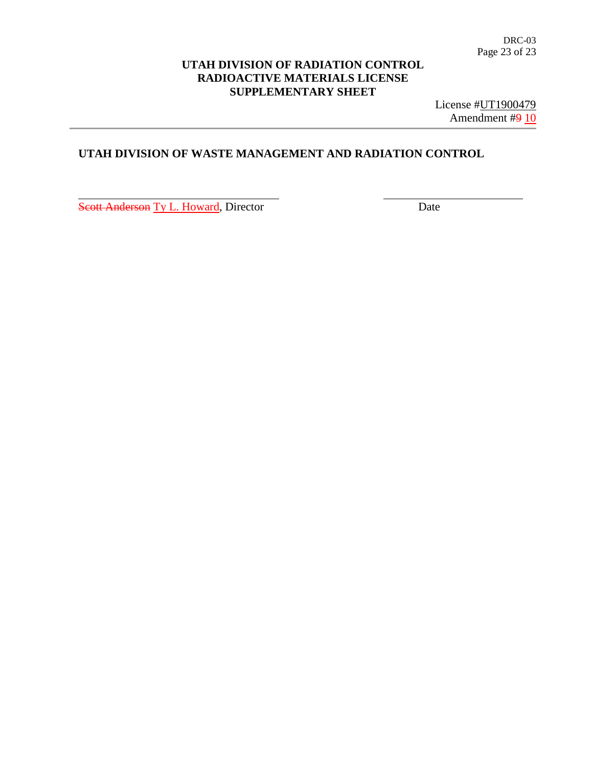DRC-03

**UTAH DIVISION OF RADIATION CONTROL**
**RADIOACTIVE MATERIALS LICENSE**
**SUPPLEMENTARY SHEET**

License #UT1900479
Amendment #~~9~~ 10

---

**UTAH DIVISION OF WASTE MANAGEMENT AND RADIATION CONTROL**

\_\_\_\_\_\_\_\_\_\_\_\_\_\_\_\_\_\_\_\_\_\_\_\_\_\_\_\_\_\_\_\_ \_\_\_\_\_\_\_\_\_\_\_\_\_\_\_\_\_\_\_\_\_\_
~~Scott Anderson~~ Ty L. Howard, Director Date